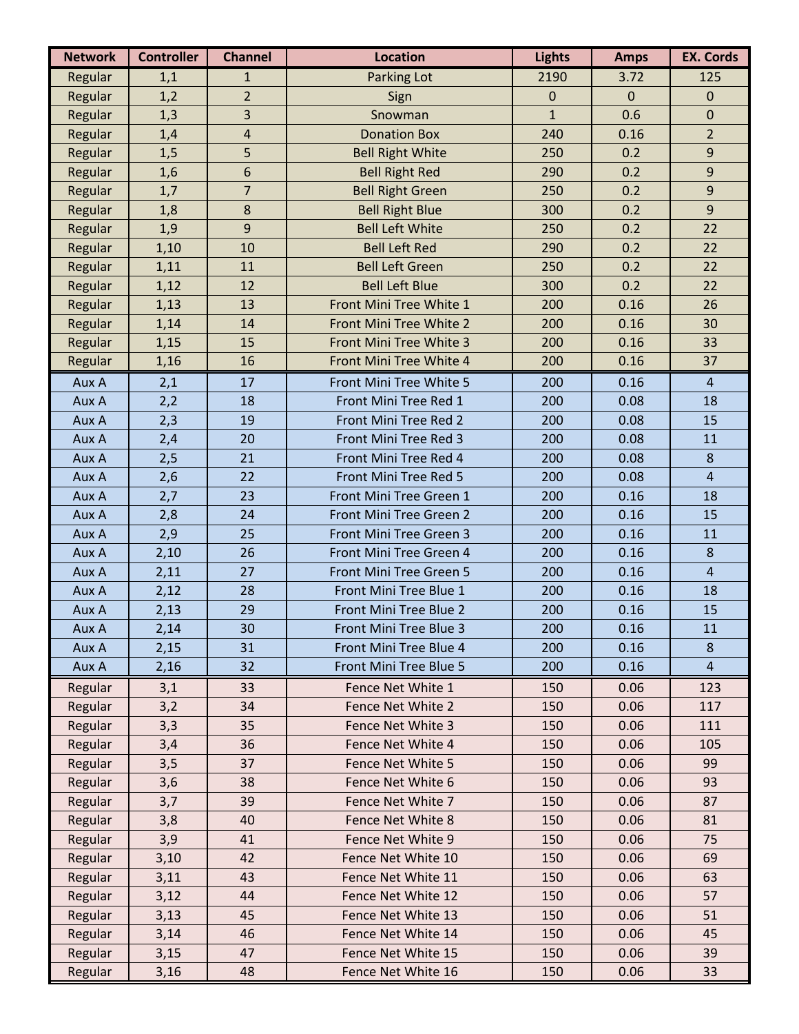| Network | Controller | Channel | Location | Lights | Amps | EX. Cords |
|---|---|---|---|---|---|---|
| Regular | 1,1 | 1 | Parking Lot | 2190 | 3.72 | 125 |
| Regular | 1,2 | 2 | Sign | 0 | 0 | 0 |
| Regular | 1,3 | 3 | Snowman | 1 | 0.6 | 0 |
| Regular | 1,4 | 4 | Donation Box | 240 | 0.16 | 2 |
| Regular | 1,5 | 5 | Bell Right White | 250 | 0.2 | 9 |
| Regular | 1,6 | 6 | Bell Right Red | 290 | 0.2 | 9 |
| Regular | 1,7 | 7 | Bell Right Green | 250 | 0.2 | 9 |
| Regular | 1,8 | 8 | Bell Right Blue | 300 | 0.2 | 9 |
| Regular | 1,9 | 9 | Bell Left White | 250 | 0.2 | 22 |
| Regular | 1,10 | 10 | Bell Left Red | 290 | 0.2 | 22 |
| Regular | 1,11 | 11 | Bell Left Green | 250 | 0.2 | 22 |
| Regular | 1,12 | 12 | Bell Left Blue | 300 | 0.2 | 22 |
| Regular | 1,13 | 13 | Front Mini Tree White 1 | 200 | 0.16 | 26 |
| Regular | 1,14 | 14 | Front Mini Tree White 2 | 200 | 0.16 | 30 |
| Regular | 1,15 | 15 | Front Mini Tree White 3 | 200 | 0.16 | 33 |
| Regular | 1,16 | 16 | Front Mini Tree White 4 | 200 | 0.16 | 37 |
| Aux A | 2,1 | 17 | Front Mini Tree White 5 | 200 | 0.16 | 4 |
| Aux A | 2,2 | 18 | Front Mini Tree Red 1 | 200 | 0.08 | 18 |
| Aux A | 2,3 | 19 | Front Mini Tree Red 2 | 200 | 0.08 | 15 |
| Aux A | 2,4 | 20 | Front Mini Tree Red 3 | 200 | 0.08 | 11 |
| Aux A | 2,5 | 21 | Front Mini Tree Red 4 | 200 | 0.08 | 8 |
| Aux A | 2,6 | 22 | Front Mini Tree Red 5 | 200 | 0.08 | 4 |
| Aux A | 2,7 | 23 | Front Mini Tree Green 1 | 200 | 0.16 | 18 |
| Aux A | 2,8 | 24 | Front Mini Tree Green 2 | 200 | 0.16 | 15 |
| Aux A | 2,9 | 25 | Front Mini Tree Green 3 | 200 | 0.16 | 11 |
| Aux A | 2,10 | 26 | Front Mini Tree Green 4 | 200 | 0.16 | 8 |
| Aux A | 2,11 | 27 | Front Mini Tree Green 5 | 200 | 0.16 | 4 |
| Aux A | 2,12 | 28 | Front Mini Tree Blue 1 | 200 | 0.16 | 18 |
| Aux A | 2,13 | 29 | Front Mini Tree Blue 2 | 200 | 0.16 | 15 |
| Aux A | 2,14 | 30 | Front Mini Tree Blue 3 | 200 | 0.16 | 11 |
| Aux A | 2,15 | 31 | Front Mini Tree Blue 4 | 200 | 0.16 | 8 |
| Aux A | 2,16 | 32 | Front Mini Tree Blue 5 | 200 | 0.16 | 4 |
| Regular | 3,1 | 33 | Fence Net White 1 | 150 | 0.06 | 123 |
| Regular | 3,2 | 34 | Fence Net White 2 | 150 | 0.06 | 117 |
| Regular | 3,3 | 35 | Fence Net White 3 | 150 | 0.06 | 111 |
| Regular | 3,4 | 36 | Fence Net White 4 | 150 | 0.06 | 105 |
| Regular | 3,5 | 37 | Fence Net White 5 | 150 | 0.06 | 99 |
| Regular | 3,6 | 38 | Fence Net White 6 | 150 | 0.06 | 93 |
| Regular | 3,7 | 39 | Fence Net White 7 | 150 | 0.06 | 87 |
| Regular | 3,8 | 40 | Fence Net White 8 | 150 | 0.06 | 81 |
| Regular | 3,9 | 41 | Fence Net White 9 | 150 | 0.06 | 75 |
| Regular | 3,10 | 42 | Fence Net White 10 | 150 | 0.06 | 69 |
| Regular | 3,11 | 43 | Fence Net White 11 | 150 | 0.06 | 63 |
| Regular | 3,12 | 44 | Fence Net White 12 | 150 | 0.06 | 57 |
| Regular | 3,13 | 45 | Fence Net White 13 | 150 | 0.06 | 51 |
| Regular | 3,14 | 46 | Fence Net White 14 | 150 | 0.06 | 45 |
| Regular | 3,15 | 47 | Fence Net White 15 | 150 | 0.06 | 39 |
| Regular | 3,16 | 48 | Fence Net White 16 | 150 | 0.06 | 33 |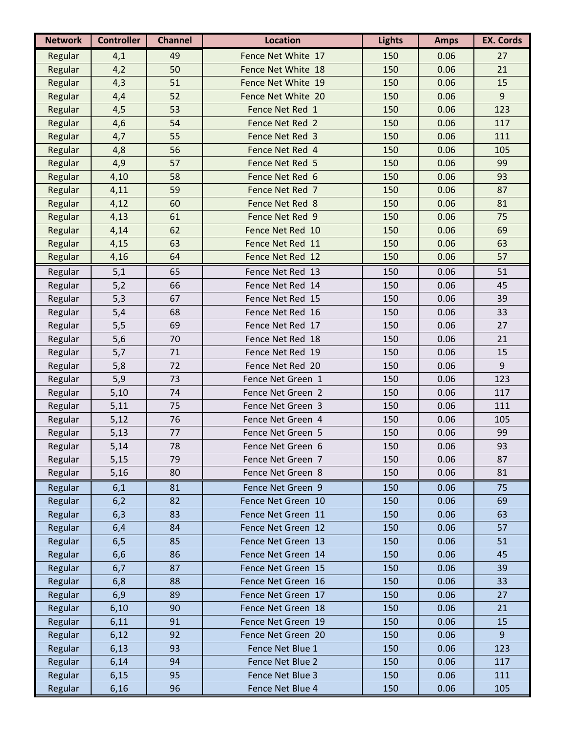| Network | Controller | Channel | Location | Lights | Amps | EX. Cords |
|---|---|---|---|---|---|---|
| Regular | 4,1 | 49 | Fence Net White 17 | 150 | 0.06 | 27 |
| Regular | 4,2 | 50 | Fence Net White 18 | 150 | 0.06 | 21 |
| Regular | 4,3 | 51 | Fence Net White 19 | 150 | 0.06 | 15 |
| Regular | 4,4 | 52 | Fence Net White 20 | 150 | 0.06 | 9 |
| Regular | 4,5 | 53 | Fence Net Red 1 | 150 | 0.06 | 123 |
| Regular | 4,6 | 54 | Fence Net Red 2 | 150 | 0.06 | 117 |
| Regular | 4,7 | 55 | Fence Net Red 3 | 150 | 0.06 | 111 |
| Regular | 4,8 | 56 | Fence Net Red 4 | 150 | 0.06 | 105 |
| Regular | 4,9 | 57 | Fence Net Red 5 | 150 | 0.06 | 99 |
| Regular | 4,10 | 58 | Fence Net Red 6 | 150 | 0.06 | 93 |
| Regular | 4,11 | 59 | Fence Net Red 7 | 150 | 0.06 | 87 |
| Regular | 4,12 | 60 | Fence Net Red 8 | 150 | 0.06 | 81 |
| Regular | 4,13 | 61 | Fence Net Red 9 | 150 | 0.06 | 75 |
| Regular | 4,14 | 62 | Fence Net Red 10 | 150 | 0.06 | 69 |
| Regular | 4,15 | 63 | Fence Net Red 11 | 150 | 0.06 | 63 |
| Regular | 4,16 | 64 | Fence Net Red 12 | 150 | 0.06 | 57 |
| Regular | 5,1 | 65 | Fence Net Red 13 | 150 | 0.06 | 51 |
| Regular | 5,2 | 66 | Fence Net Red 14 | 150 | 0.06 | 45 |
| Regular | 5,3 | 67 | Fence Net Red 15 | 150 | 0.06 | 39 |
| Regular | 5,4 | 68 | Fence Net Red 16 | 150 | 0.06 | 33 |
| Regular | 5,5 | 69 | Fence Net Red 17 | 150 | 0.06 | 27 |
| Regular | 5,6 | 70 | Fence Net Red 18 | 150 | 0.06 | 21 |
| Regular | 5,7 | 71 | Fence Net Red 19 | 150 | 0.06 | 15 |
| Regular | 5,8 | 72 | Fence Net Red 20 | 150 | 0.06 | 9 |
| Regular | 5,9 | 73 | Fence Net Green 1 | 150 | 0.06 | 123 |
| Regular | 5,10 | 74 | Fence Net Green 2 | 150 | 0.06 | 117 |
| Regular | 5,11 | 75 | Fence Net Green 3 | 150 | 0.06 | 111 |
| Regular | 5,12 | 76 | Fence Net Green 4 | 150 | 0.06 | 105 |
| Regular | 5,13 | 77 | Fence Net Green 5 | 150 | 0.06 | 99 |
| Regular | 5,14 | 78 | Fence Net Green 6 | 150 | 0.06 | 93 |
| Regular | 5,15 | 79 | Fence Net Green 7 | 150 | 0.06 | 87 |
| Regular | 5,16 | 80 | Fence Net Green 8 | 150 | 0.06 | 81 |
| Regular | 6,1 | 81 | Fence Net Green 9 | 150 | 0.06 | 75 |
| Regular | 6,2 | 82 | Fence Net Green 10 | 150 | 0.06 | 69 |
| Regular | 6,3 | 83 | Fence Net Green 11 | 150 | 0.06 | 63 |
| Regular | 6,4 | 84 | Fence Net Green 12 | 150 | 0.06 | 57 |
| Regular | 6,5 | 85 | Fence Net Green 13 | 150 | 0.06 | 51 |
| Regular | 6,6 | 86 | Fence Net Green 14 | 150 | 0.06 | 45 |
| Regular | 6,7 | 87 | Fence Net Green 15 | 150 | 0.06 | 39 |
| Regular | 6,8 | 88 | Fence Net Green 16 | 150 | 0.06 | 33 |
| Regular | 6,9 | 89 | Fence Net Green 17 | 150 | 0.06 | 27 |
| Regular | 6,10 | 90 | Fence Net Green 18 | 150 | 0.06 | 21 |
| Regular | 6,11 | 91 | Fence Net Green 19 | 150 | 0.06 | 15 |
| Regular | 6,12 | 92 | Fence Net Green 20 | 150 | 0.06 | 9 |
| Regular | 6,13 | 93 | Fence Net Blue 1 | 150 | 0.06 | 123 |
| Regular | 6,14 | 94 | Fence Net Blue 2 | 150 | 0.06 | 117 |
| Regular | 6,15 | 95 | Fence Net Blue 3 | 150 | 0.06 | 111 |
| Regular | 6,16 | 96 | Fence Net Blue 4 | 150 | 0.06 | 105 |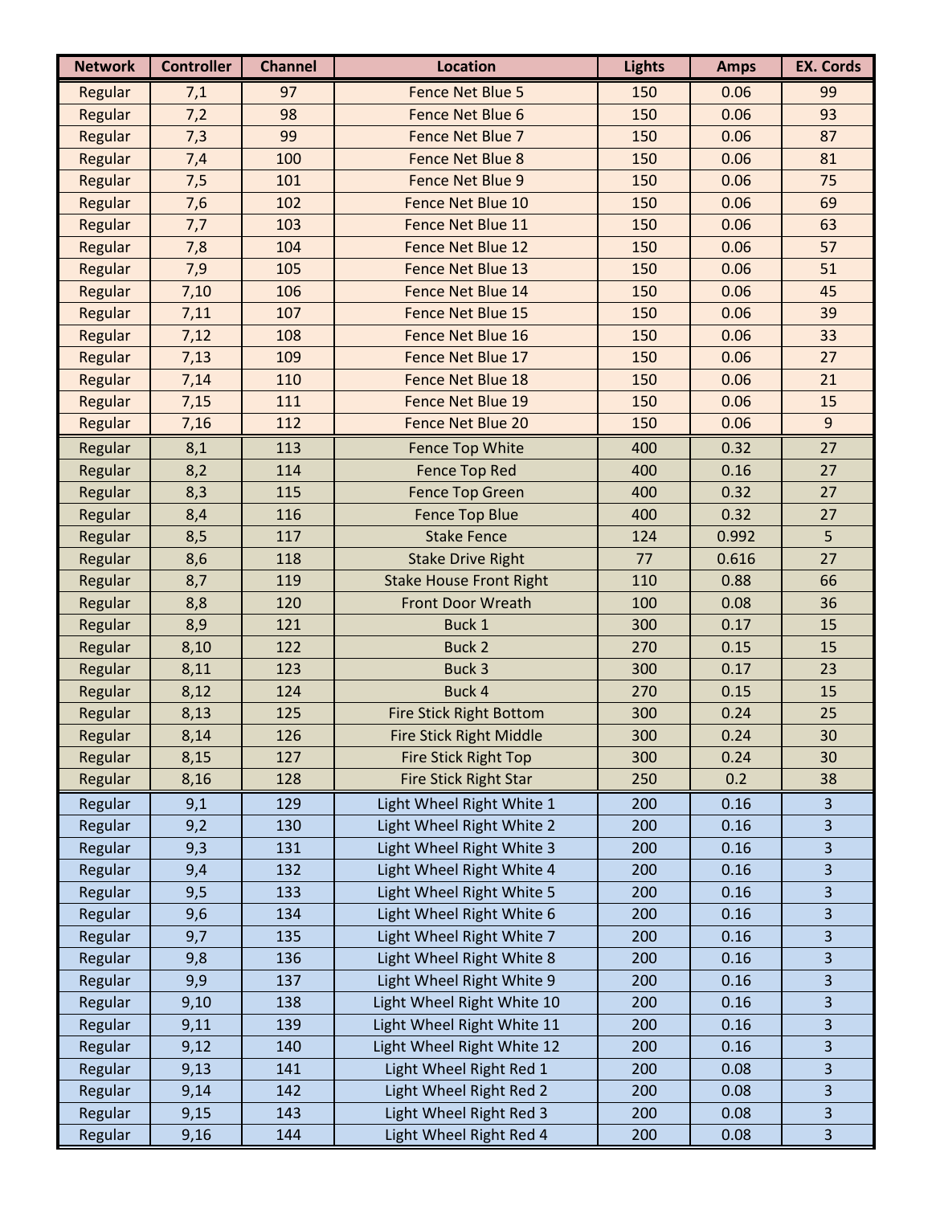| Network | Controller | Channel | Location | Lights | Amps | EX. Cords |
|---|---|---|---|---|---|---|
| Regular | 7,1 | 97 | Fence Net Blue 5 | 150 | 0.06 | 99 |
| Regular | 7,2 | 98 | Fence Net Blue 6 | 150 | 0.06 | 93 |
| Regular | 7,3 | 99 | Fence Net Blue 7 | 150 | 0.06 | 87 |
| Regular | 7,4 | 100 | Fence Net Blue 8 | 150 | 0.06 | 81 |
| Regular | 7,5 | 101 | Fence Net Blue 9 | 150 | 0.06 | 75 |
| Regular | 7,6 | 102 | Fence Net Blue 10 | 150 | 0.06 | 69 |
| Regular | 7,7 | 103 | Fence Net Blue 11 | 150 | 0.06 | 63 |
| Regular | 7,8 | 104 | Fence Net Blue 12 | 150 | 0.06 | 57 |
| Regular | 7,9 | 105 | Fence Net Blue 13 | 150 | 0.06 | 51 |
| Regular | 7,10 | 106 | Fence Net Blue 14 | 150 | 0.06 | 45 |
| Regular | 7,11 | 107 | Fence Net Blue 15 | 150 | 0.06 | 39 |
| Regular | 7,12 | 108 | Fence Net Blue 16 | 150 | 0.06 | 33 |
| Regular | 7,13 | 109 | Fence Net Blue 17 | 150 | 0.06 | 27 |
| Regular | 7,14 | 110 | Fence Net Blue 18 | 150 | 0.06 | 21 |
| Regular | 7,15 | 111 | Fence Net Blue 19 | 150 | 0.06 | 15 |
| Regular | 7,16 | 112 | Fence Net Blue 20 | 150 | 0.06 | 9 |
| Regular | 8,1 | 113 | Fence Top White | 400 | 0.32 | 27 |
| Regular | 8,2 | 114 | Fence Top Red | 400 | 0.16 | 27 |
| Regular | 8,3 | 115 | Fence Top Green | 400 | 0.32 | 27 |
| Regular | 8,4 | 116 | Fence Top Blue | 400 | 0.32 | 27 |
| Regular | 8,5 | 117 | Stake Fence | 124 | 0.992 | 5 |
| Regular | 8,6 | 118 | Stake Drive Right | 77 | 0.616 | 27 |
| Regular | 8,7 | 119 | Stake House Front Right | 110 | 0.88 | 66 |
| Regular | 8,8 | 120 | Front Door Wreath | 100 | 0.08 | 36 |
| Regular | 8,9 | 121 | Buck 1 | 300 | 0.17 | 15 |
| Regular | 8,10 | 122 | Buck 2 | 270 | 0.15 | 15 |
| Regular | 8,11 | 123 | Buck 3 | 300 | 0.17 | 23 |
| Regular | 8,12 | 124 | Buck 4 | 270 | 0.15 | 15 |
| Regular | 8,13 | 125 | Fire Stick Right Bottom | 300 | 0.24 | 25 |
| Regular | 8,14 | 126 | Fire Stick Right Middle | 300 | 0.24 | 30 |
| Regular | 8,15 | 127 | Fire Stick Right Top | 300 | 0.24 | 30 |
| Regular | 8,16 | 128 | Fire Stick Right Star | 250 | 0.2 | 38 |
| Regular | 9,1 | 129 | Light Wheel Right White 1 | 200 | 0.16 | 3 |
| Regular | 9,2 | 130 | Light Wheel Right White 2 | 200 | 0.16 | 3 |
| Regular | 9,3 | 131 | Light Wheel Right White 3 | 200 | 0.16 | 3 |
| Regular | 9,4 | 132 | Light Wheel Right White 4 | 200 | 0.16 | 3 |
| Regular | 9,5 | 133 | Light Wheel Right White 5 | 200 | 0.16 | 3 |
| Regular | 9,6 | 134 | Light Wheel Right White 6 | 200 | 0.16 | 3 |
| Regular | 9,7 | 135 | Light Wheel Right White 7 | 200 | 0.16 | 3 |
| Regular | 9,8 | 136 | Light Wheel Right White 8 | 200 | 0.16 | 3 |
| Regular | 9,9 | 137 | Light Wheel Right White 9 | 200 | 0.16 | 3 |
| Regular | 9,10 | 138 | Light Wheel Right White 10 | 200 | 0.16 | 3 |
| Regular | 9,11 | 139 | Light Wheel Right White 11 | 200 | 0.16 | 3 |
| Regular | 9,12 | 140 | Light Wheel Right White 12 | 200 | 0.16 | 3 |
| Regular | 9,13 | 141 | Light Wheel Right Red 1 | 200 | 0.08 | 3 |
| Regular | 9,14 | 142 | Light Wheel Right Red 2 | 200 | 0.08 | 3 |
| Regular | 9,15 | 143 | Light Wheel Right Red 3 | 200 | 0.08 | 3 |
| Regular | 9,16 | 144 | Light Wheel Right Red 4 | 200 | 0.08 | 3 |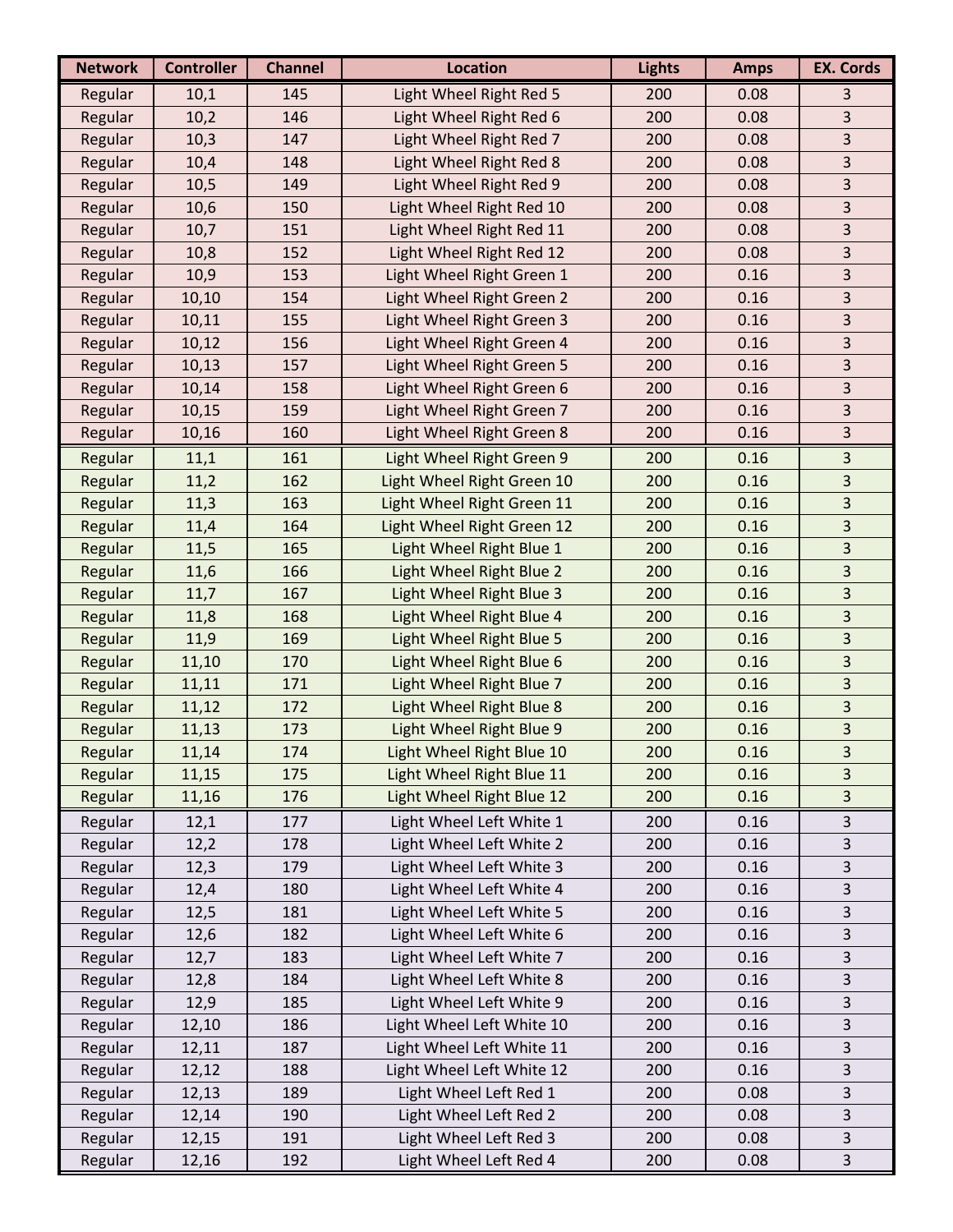| Network | Controller | Channel | Location | Lights | Amps | EX. Cords |
|---|---|---|---|---|---|---|
| Regular | 10,1 | 145 | Light Wheel Right Red 5 | 200 | 0.08 | 3 |
| Regular | 10,2 | 146 | Light Wheel Right Red 6 | 200 | 0.08 | 3 |
| Regular | 10,3 | 147 | Light Wheel Right Red 7 | 200 | 0.08 | 3 |
| Regular | 10,4 | 148 | Light Wheel Right Red 8 | 200 | 0.08 | 3 |
| Regular | 10,5 | 149 | Light Wheel Right Red 9 | 200 | 0.08 | 3 |
| Regular | 10,6 | 150 | Light Wheel Right Red 10 | 200 | 0.08 | 3 |
| Regular | 10,7 | 151 | Light Wheel Right Red 11 | 200 | 0.08 | 3 |
| Regular | 10,8 | 152 | Light Wheel Right Red 12 | 200 | 0.08 | 3 |
| Regular | 10,9 | 153 | Light Wheel Right Green 1 | 200 | 0.16 | 3 |
| Regular | 10,10 | 154 | Light Wheel Right Green 2 | 200 | 0.16 | 3 |
| Regular | 10,11 | 155 | Light Wheel Right Green 3 | 200 | 0.16 | 3 |
| Regular | 10,12 | 156 | Light Wheel Right Green 4 | 200 | 0.16 | 3 |
| Regular | 10,13 | 157 | Light Wheel Right Green 5 | 200 | 0.16 | 3 |
| Regular | 10,14 | 158 | Light Wheel Right Green 6 | 200 | 0.16 | 3 |
| Regular | 10,15 | 159 | Light Wheel Right Green 7 | 200 | 0.16 | 3 |
| Regular | 10,16 | 160 | Light Wheel Right Green 8 | 200 | 0.16 | 3 |
| Regular | 11,1 | 161 | Light Wheel Right Green 9 | 200 | 0.16 | 3 |
| Regular | 11,2 | 162 | Light Wheel Right Green 10 | 200 | 0.16 | 3 |
| Regular | 11,3 | 163 | Light Wheel Right Green 11 | 200 | 0.16 | 3 |
| Regular | 11,4 | 164 | Light Wheel Right Green 12 | 200 | 0.16 | 3 |
| Regular | 11,5 | 165 | Light Wheel Right Blue 1 | 200 | 0.16 | 3 |
| Regular | 11,6 | 166 | Light Wheel Right Blue 2 | 200 | 0.16 | 3 |
| Regular | 11,7 | 167 | Light Wheel Right Blue 3 | 200 | 0.16 | 3 |
| Regular | 11,8 | 168 | Light Wheel Right Blue 4 | 200 | 0.16 | 3 |
| Regular | 11,9 | 169 | Light Wheel Right Blue 5 | 200 | 0.16 | 3 |
| Regular | 11,10 | 170 | Light Wheel Right Blue 6 | 200 | 0.16 | 3 |
| Regular | 11,11 | 171 | Light Wheel Right Blue 7 | 200 | 0.16 | 3 |
| Regular | 11,12 | 172 | Light Wheel Right Blue 8 | 200 | 0.16 | 3 |
| Regular | 11,13 | 173 | Light Wheel Right Blue 9 | 200 | 0.16 | 3 |
| Regular | 11,14 | 174 | Light Wheel Right Blue 10 | 200 | 0.16 | 3 |
| Regular | 11,15 | 175 | Light Wheel Right Blue 11 | 200 | 0.16 | 3 |
| Regular | 11,16 | 176 | Light Wheel Right Blue 12 | 200 | 0.16 | 3 |
| Regular | 12,1 | 177 | Light Wheel Left White 1 | 200 | 0.16 | 3 |
| Regular | 12,2 | 178 | Light Wheel Left White 2 | 200 | 0.16 | 3 |
| Regular | 12,3 | 179 | Light Wheel Left White 3 | 200 | 0.16 | 3 |
| Regular | 12,4 | 180 | Light Wheel Left White 4 | 200 | 0.16 | 3 |
| Regular | 12,5 | 181 | Light Wheel Left White 5 | 200 | 0.16 | 3 |
| Regular | 12,6 | 182 | Light Wheel Left White 6 | 200 | 0.16 | 3 |
| Regular | 12,7 | 183 | Light Wheel Left White 7 | 200 | 0.16 | 3 |
| Regular | 12,8 | 184 | Light Wheel Left White 8 | 200 | 0.16 | 3 |
| Regular | 12,9 | 185 | Light Wheel Left White 9 | 200 | 0.16 | 3 |
| Regular | 12,10 | 186 | Light Wheel Left White 10 | 200 | 0.16 | 3 |
| Regular | 12,11 | 187 | Light Wheel Left White 11 | 200 | 0.16 | 3 |
| Regular | 12,12 | 188 | Light Wheel Left White 12 | 200 | 0.16 | 3 |
| Regular | 12,13 | 189 | Light Wheel Left Red 1 | 200 | 0.08 | 3 |
| Regular | 12,14 | 190 | Light Wheel Left Red 2 | 200 | 0.08 | 3 |
| Regular | 12,15 | 191 | Light Wheel Left Red 3 | 200 | 0.08 | 3 |
| Regular | 12,16 | 192 | Light Wheel Left Red 4 | 200 | 0.08 | 3 |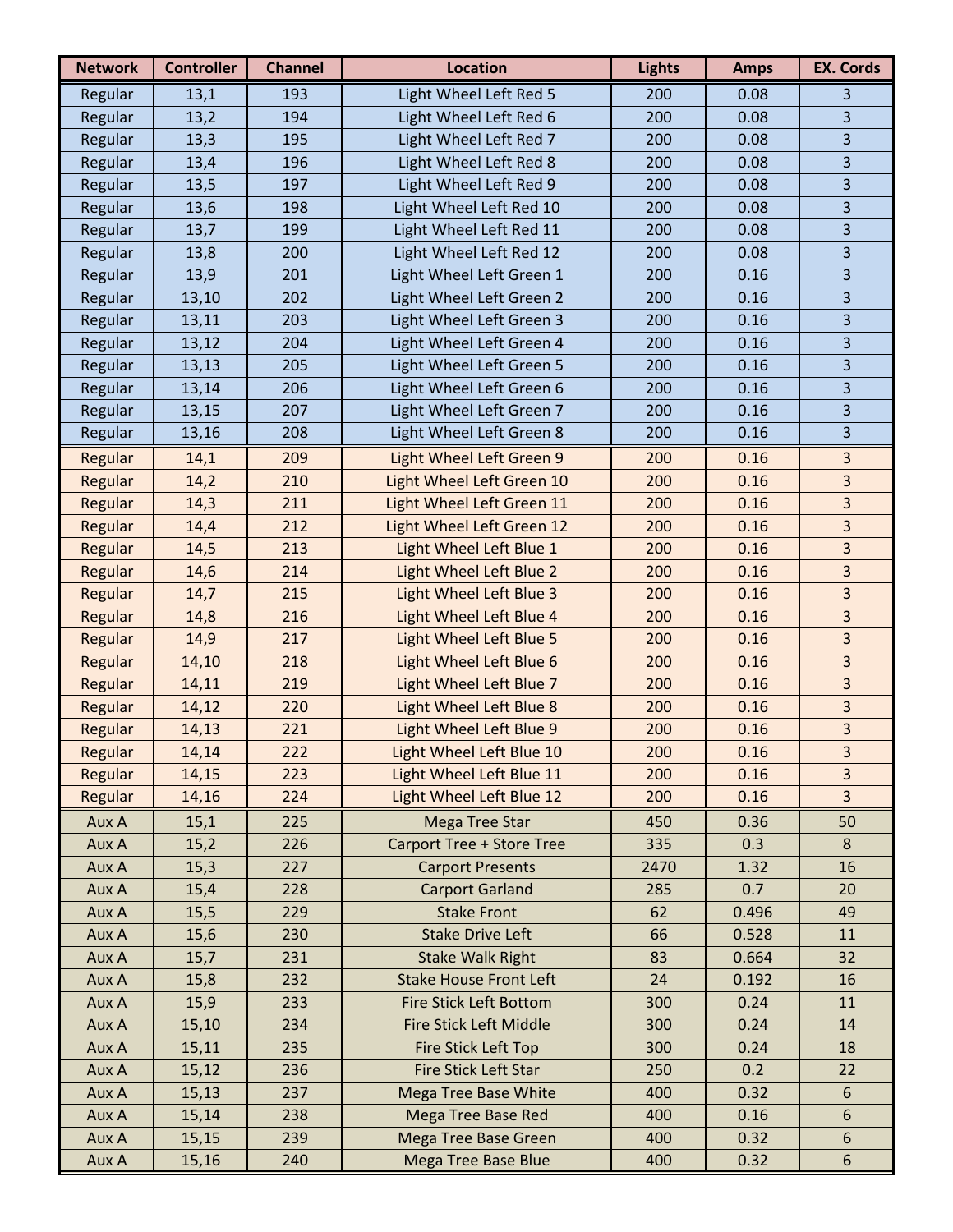| Network | Controller | Channel | Location | Lights | Amps | EX. Cords |
|---|---|---|---|---|---|---|
| Regular | 13,1 | 193 | Light Wheel Left Red 5 | 200 | 0.08 | 3 |
| Regular | 13,2 | 194 | Light Wheel Left Red 6 | 200 | 0.08 | 3 |
| Regular | 13,3 | 195 | Light Wheel Left Red 7 | 200 | 0.08 | 3 |
| Regular | 13,4 | 196 | Light Wheel Left Red 8 | 200 | 0.08 | 3 |
| Regular | 13,5 | 197 | Light Wheel Left Red 9 | 200 | 0.08 | 3 |
| Regular | 13,6 | 198 | Light Wheel Left Red 10 | 200 | 0.08 | 3 |
| Regular | 13,7 | 199 | Light Wheel Left Red 11 | 200 | 0.08 | 3 |
| Regular | 13,8 | 200 | Light Wheel Left Red 12 | 200 | 0.08 | 3 |
| Regular | 13,9 | 201 | Light Wheel Left Green 1 | 200 | 0.16 | 3 |
| Regular | 13,10 | 202 | Light Wheel Left Green 2 | 200 | 0.16 | 3 |
| Regular | 13,11 | 203 | Light Wheel Left Green 3 | 200 | 0.16 | 3 |
| Regular | 13,12 | 204 | Light Wheel Left Green 4 | 200 | 0.16 | 3 |
| Regular | 13,13 | 205 | Light Wheel Left Green 5 | 200 | 0.16 | 3 |
| Regular | 13,14 | 206 | Light Wheel Left Green 6 | 200 | 0.16 | 3 |
| Regular | 13,15 | 207 | Light Wheel Left Green 7 | 200 | 0.16 | 3 |
| Regular | 13,16 | 208 | Light Wheel Left Green 8 | 200 | 0.16 | 3 |
| Regular | 14,1 | 209 | Light Wheel Left Green 9 | 200 | 0.16 | 3 |
| Regular | 14,2 | 210 | Light Wheel Left Green 10 | 200 | 0.16 | 3 |
| Regular | 14,3 | 211 | Light Wheel Left Green 11 | 200 | 0.16 | 3 |
| Regular | 14,4 | 212 | Light Wheel Left Green 12 | 200 | 0.16 | 3 |
| Regular | 14,5 | 213 | Light Wheel Left Blue 1 | 200 | 0.16 | 3 |
| Regular | 14,6 | 214 | Light Wheel Left Blue 2 | 200 | 0.16 | 3 |
| Regular | 14,7 | 215 | Light Wheel Left Blue 3 | 200 | 0.16 | 3 |
| Regular | 14,8 | 216 | Light Wheel Left Blue 4 | 200 | 0.16 | 3 |
| Regular | 14,9 | 217 | Light Wheel Left Blue 5 | 200 | 0.16 | 3 |
| Regular | 14,10 | 218 | Light Wheel Left Blue 6 | 200 | 0.16 | 3 |
| Regular | 14,11 | 219 | Light Wheel Left Blue 7 | 200 | 0.16 | 3 |
| Regular | 14,12 | 220 | Light Wheel Left Blue 8 | 200 | 0.16 | 3 |
| Regular | 14,13 | 221 | Light Wheel Left Blue 9 | 200 | 0.16 | 3 |
| Regular | 14,14 | 222 | Light Wheel Left Blue 10 | 200 | 0.16 | 3 |
| Regular | 14,15 | 223 | Light Wheel Left Blue 11 | 200 | 0.16 | 3 |
| Regular | 14,16 | 224 | Light Wheel Left Blue 12 | 200 | 0.16 | 3 |
| Aux A | 15,1 | 225 | Mega Tree Star | 450 | 0.36 | 50 |
| Aux A | 15,2 | 226 | Carport Tree + Store Tree | 335 | 0.3 | 8 |
| Aux A | 15,3 | 227 | Carport Presents | 2470 | 1.32 | 16 |
| Aux A | 15,4 | 228 | Carport Garland | 285 | 0.7 | 20 |
| Aux A | 15,5 | 229 | Stake Front | 62 | 0.496 | 49 |
| Aux A | 15,6 | 230 | Stake Drive Left | 66 | 0.528 | 11 |
| Aux A | 15,7 | 231 | Stake Walk Right | 83 | 0.664 | 32 |
| Aux A | 15,8 | 232 | Stake House Front Left | 24 | 0.192 | 16 |
| Aux A | 15,9 | 233 | Fire Stick Left Bottom | 300 | 0.24 | 11 |
| Aux A | 15,10 | 234 | Fire Stick Left Middle | 300 | 0.24 | 14 |
| Aux A | 15,11 | 235 | Fire Stick Left Top | 300 | 0.24 | 18 |
| Aux A | 15,12 | 236 | Fire Stick Left Star | 250 | 0.2 | 22 |
| Aux A | 15,13 | 237 | Mega Tree Base White | 400 | 0.32 | 6 |
| Aux A | 15,14 | 238 | Mega Tree Base Red | 400 | 0.16 | 6 |
| Aux A | 15,15 | 239 | Mega Tree Base Green | 400 | 0.32 | 6 |
| Aux A | 15,16 | 240 | Mega Tree Base Blue | 400 | 0.32 | 6 |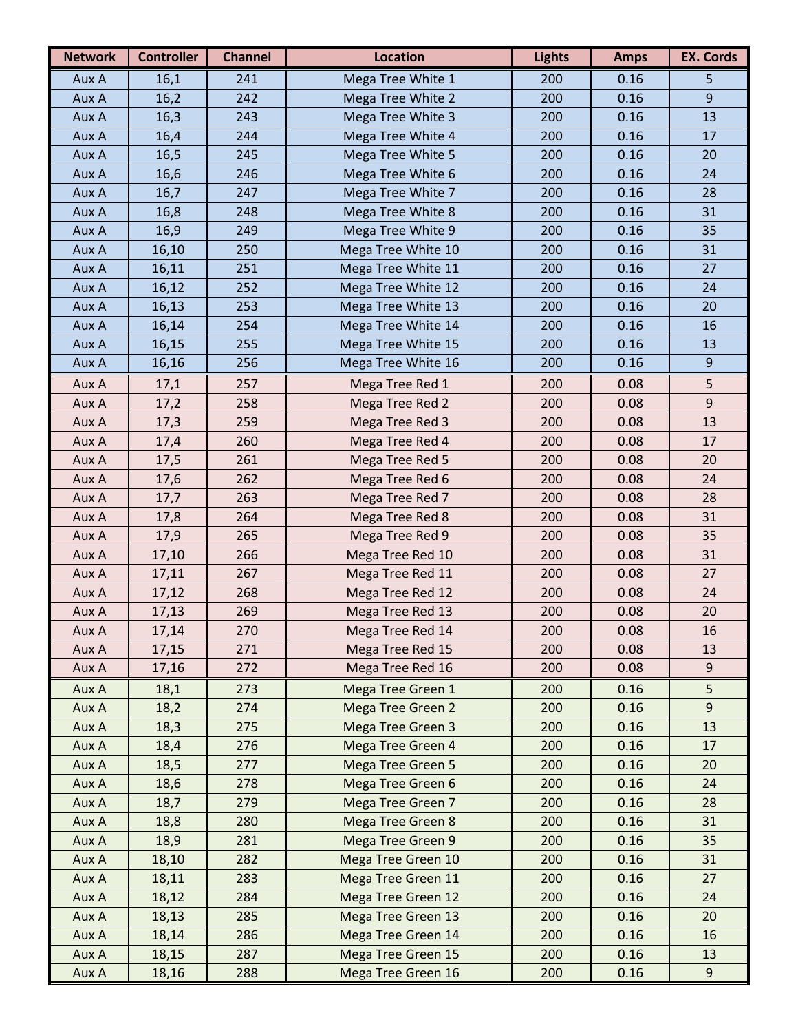| Network | Controller | Channel | Location | Lights | Amps | EX. Cords |
|---|---|---|---|---|---|---|
| Aux A | 16,1 | 241 | Mega Tree White 1 | 200 | 0.16 | 5 |
| Aux A | 16,2 | 242 | Mega Tree White 2 | 200 | 0.16 | 9 |
| Aux A | 16,3 | 243 | Mega Tree White 3 | 200 | 0.16 | 13 |
| Aux A | 16,4 | 244 | Mega Tree White 4 | 200 | 0.16 | 17 |
| Aux A | 16,5 | 245 | Mega Tree White 5 | 200 | 0.16 | 20 |
| Aux A | 16,6 | 246 | Mega Tree White 6 | 200 | 0.16 | 24 |
| Aux A | 16,7 | 247 | Mega Tree White 7 | 200 | 0.16 | 28 |
| Aux A | 16,8 | 248 | Mega Tree White 8 | 200 | 0.16 | 31 |
| Aux A | 16,9 | 249 | Mega Tree White 9 | 200 | 0.16 | 35 |
| Aux A | 16,10 | 250 | Mega Tree White 10 | 200 | 0.16 | 31 |
| Aux A | 16,11 | 251 | Mega Tree White 11 | 200 | 0.16 | 27 |
| Aux A | 16,12 | 252 | Mega Tree White 12 | 200 | 0.16 | 24 |
| Aux A | 16,13 | 253 | Mega Tree White 13 | 200 | 0.16 | 20 |
| Aux A | 16,14 | 254 | Mega Tree White 14 | 200 | 0.16 | 16 |
| Aux A | 16,15 | 255 | Mega Tree White 15 | 200 | 0.16 | 13 |
| Aux A | 16,16 | 256 | Mega Tree White 16 | 200 | 0.16 | 9 |
| Aux A | 17,1 | 257 | Mega Tree Red 1 | 200 | 0.08 | 5 |
| Aux A | 17,2 | 258 | Mega Tree Red 2 | 200 | 0.08 | 9 |
| Aux A | 17,3 | 259 | Mega Tree Red 3 | 200 | 0.08 | 13 |
| Aux A | 17,4 | 260 | Mega Tree Red 4 | 200 | 0.08 | 17 |
| Aux A | 17,5 | 261 | Mega Tree Red 5 | 200 | 0.08 | 20 |
| Aux A | 17,6 | 262 | Mega Tree Red 6 | 200 | 0.08 | 24 |
| Aux A | 17,7 | 263 | Mega Tree Red 7 | 200 | 0.08 | 28 |
| Aux A | 17,8 | 264 | Mega Tree Red 8 | 200 | 0.08 | 31 |
| Aux A | 17,9 | 265 | Mega Tree Red 9 | 200 | 0.08 | 35 |
| Aux A | 17,10 | 266 | Mega Tree Red 10 | 200 | 0.08 | 31 |
| Aux A | 17,11 | 267 | Mega Tree Red 11 | 200 | 0.08 | 27 |
| Aux A | 17,12 | 268 | Mega Tree Red 12 | 200 | 0.08 | 24 |
| Aux A | 17,13 | 269 | Mega Tree Red 13 | 200 | 0.08 | 20 |
| Aux A | 17,14 | 270 | Mega Tree Red 14 | 200 | 0.08 | 16 |
| Aux A | 17,15 | 271 | Mega Tree Red 15 | 200 | 0.08 | 13 |
| Aux A | 17,16 | 272 | Mega Tree Red 16 | 200 | 0.08 | 9 |
| Aux A | 18,1 | 273 | Mega Tree Green 1 | 200 | 0.16 | 5 |
| Aux A | 18,2 | 274 | Mega Tree Green 2 | 200 | 0.16 | 9 |
| Aux A | 18,3 | 275 | Mega Tree Green 3 | 200 | 0.16 | 13 |
| Aux A | 18,4 | 276 | Mega Tree Green 4 | 200 | 0.16 | 17 |
| Aux A | 18,5 | 277 | Mega Tree Green 5 | 200 | 0.16 | 20 |
| Aux A | 18,6 | 278 | Mega Tree Green 6 | 200 | 0.16 | 24 |
| Aux A | 18,7 | 279 | Mega Tree Green 7 | 200 | 0.16 | 28 |
| Aux A | 18,8 | 280 | Mega Tree Green 8 | 200 | 0.16 | 31 |
| Aux A | 18,9 | 281 | Mega Tree Green 9 | 200 | 0.16 | 35 |
| Aux A | 18,10 | 282 | Mega Tree Green 10 | 200 | 0.16 | 31 |
| Aux A | 18,11 | 283 | Mega Tree Green 11 | 200 | 0.16 | 27 |
| Aux A | 18,12 | 284 | Mega Tree Green 12 | 200 | 0.16 | 24 |
| Aux A | 18,13 | 285 | Mega Tree Green 13 | 200 | 0.16 | 20 |
| Aux A | 18,14 | 286 | Mega Tree Green 14 | 200 | 0.16 | 16 |
| Aux A | 18,15 | 287 | Mega Tree Green 15 | 200 | 0.16 | 13 |
| Aux A | 18,16 | 288 | Mega Tree Green 16 | 200 | 0.16 | 9 |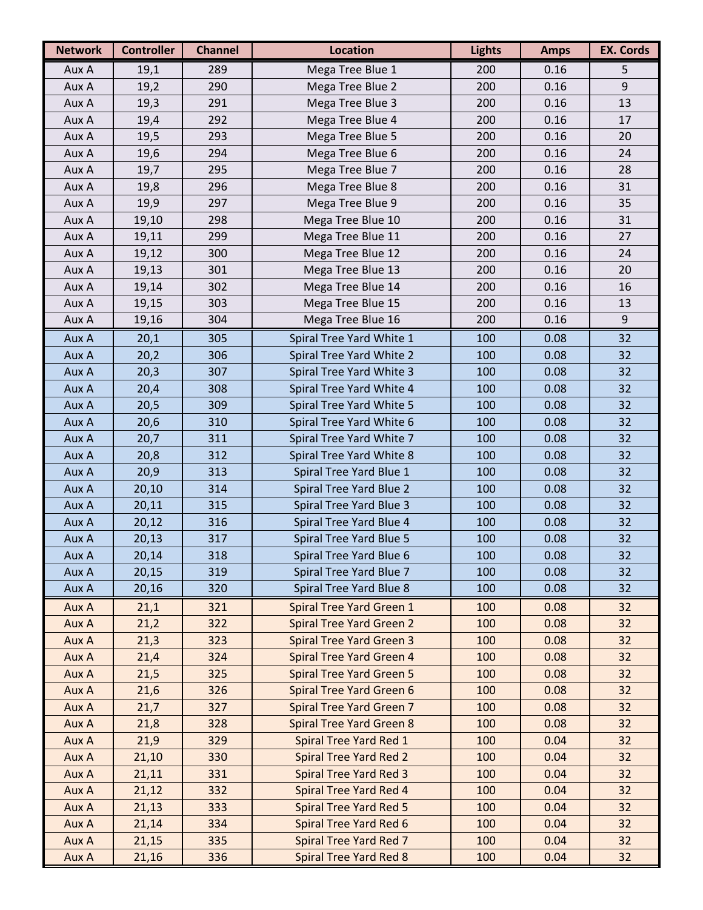| Network | Controller | Channel | Location | Lights | Amps | EX. Cords |
|---|---|---|---|---|---|---|
| Aux A | 19,1 | 289 | Mega Tree Blue 1 | 200 | 0.16 | 5 |
| Aux A | 19,2 | 290 | Mega Tree Blue 2 | 200 | 0.16 | 9 |
| Aux A | 19,3 | 291 | Mega Tree Blue 3 | 200 | 0.16 | 13 |
| Aux A | 19,4 | 292 | Mega Tree Blue 4 | 200 | 0.16 | 17 |
| Aux A | 19,5 | 293 | Mega Tree Blue 5 | 200 | 0.16 | 20 |
| Aux A | 19,6 | 294 | Mega Tree Blue 6 | 200 | 0.16 | 24 |
| Aux A | 19,7 | 295 | Mega Tree Blue 7 | 200 | 0.16 | 28 |
| Aux A | 19,8 | 296 | Mega Tree Blue 8 | 200 | 0.16 | 31 |
| Aux A | 19,9 | 297 | Mega Tree Blue 9 | 200 | 0.16 | 35 |
| Aux A | 19,10 | 298 | Mega Tree Blue 10 | 200 | 0.16 | 31 |
| Aux A | 19,11 | 299 | Mega Tree Blue 11 | 200 | 0.16 | 27 |
| Aux A | 19,12 | 300 | Mega Tree Blue 12 | 200 | 0.16 | 24 |
| Aux A | 19,13 | 301 | Mega Tree Blue 13 | 200 | 0.16 | 20 |
| Aux A | 19,14 | 302 | Mega Tree Blue 14 | 200 | 0.16 | 16 |
| Aux A | 19,15 | 303 | Mega Tree Blue 15 | 200 | 0.16 | 13 |
| Aux A | 19,16 | 304 | Mega Tree Blue 16 | 200 | 0.16 | 9 |
| Aux A | 20,1 | 305 | Spiral Tree Yard White 1 | 100 | 0.08 | 32 |
| Aux A | 20,2 | 306 | Spiral Tree Yard White 2 | 100 | 0.08 | 32 |
| Aux A | 20,3 | 307 | Spiral Tree Yard White 3 | 100 | 0.08 | 32 |
| Aux A | 20,4 | 308 | Spiral Tree Yard White 4 | 100 | 0.08 | 32 |
| Aux A | 20,5 | 309 | Spiral Tree Yard White 5 | 100 | 0.08 | 32 |
| Aux A | 20,6 | 310 | Spiral Tree Yard White 6 | 100 | 0.08 | 32 |
| Aux A | 20,7 | 311 | Spiral Tree Yard White 7 | 100 | 0.08 | 32 |
| Aux A | 20,8 | 312 | Spiral Tree Yard White 8 | 100 | 0.08 | 32 |
| Aux A | 20,9 | 313 | Spiral Tree Yard Blue 1 | 100 | 0.08 | 32 |
| Aux A | 20,10 | 314 | Spiral Tree Yard Blue 2 | 100 | 0.08 | 32 |
| Aux A | 20,11 | 315 | Spiral Tree Yard Blue 3 | 100 | 0.08 | 32 |
| Aux A | 20,12 | 316 | Spiral Tree Yard Blue 4 | 100 | 0.08 | 32 |
| Aux A | 20,13 | 317 | Spiral Tree Yard Blue 5 | 100 | 0.08 | 32 |
| Aux A | 20,14 | 318 | Spiral Tree Yard Blue 6 | 100 | 0.08 | 32 |
| Aux A | 20,15 | 319 | Spiral Tree Yard Blue 7 | 100 | 0.08 | 32 |
| Aux A | 20,16 | 320 | Spiral Tree Yard Blue 8 | 100 | 0.08 | 32 |
| Aux A | 21,1 | 321 | Spiral Tree Yard Green 1 | 100 | 0.08 | 32 |
| Aux A | 21,2 | 322 | Spiral Tree Yard Green 2 | 100 | 0.08 | 32 |
| Aux A | 21,3 | 323 | Spiral Tree Yard Green 3 | 100 | 0.08 | 32 |
| Aux A | 21,4 | 324 | Spiral Tree Yard Green 4 | 100 | 0.08 | 32 |
| Aux A | 21,5 | 325 | Spiral Tree Yard Green 5 | 100 | 0.08 | 32 |
| Aux A | 21,6 | 326 | Spiral Tree Yard Green 6 | 100 | 0.08 | 32 |
| Aux A | 21,7 | 327 | Spiral Tree Yard Green 7 | 100 | 0.08 | 32 |
| Aux A | 21,8 | 328 | Spiral Tree Yard Green 8 | 100 | 0.08 | 32 |
| Aux A | 21,9 | 329 | Spiral Tree Yard Red 1 | 100 | 0.04 | 32 |
| Aux A | 21,10 | 330 | Spiral Tree Yard Red 2 | 100 | 0.04 | 32 |
| Aux A | 21,11 | 331 | Spiral Tree Yard Red 3 | 100 | 0.04 | 32 |
| Aux A | 21,12 | 332 | Spiral Tree Yard Red 4 | 100 | 0.04 | 32 |
| Aux A | 21,13 | 333 | Spiral Tree Yard Red 5 | 100 | 0.04 | 32 |
| Aux A | 21,14 | 334 | Spiral Tree Yard Red 6 | 100 | 0.04 | 32 |
| Aux A | 21,15 | 335 | Spiral Tree Yard Red 7 | 100 | 0.04 | 32 |
| Aux A | 21,16 | 336 | Spiral Tree Yard Red 8 | 100 | 0.04 | 32 |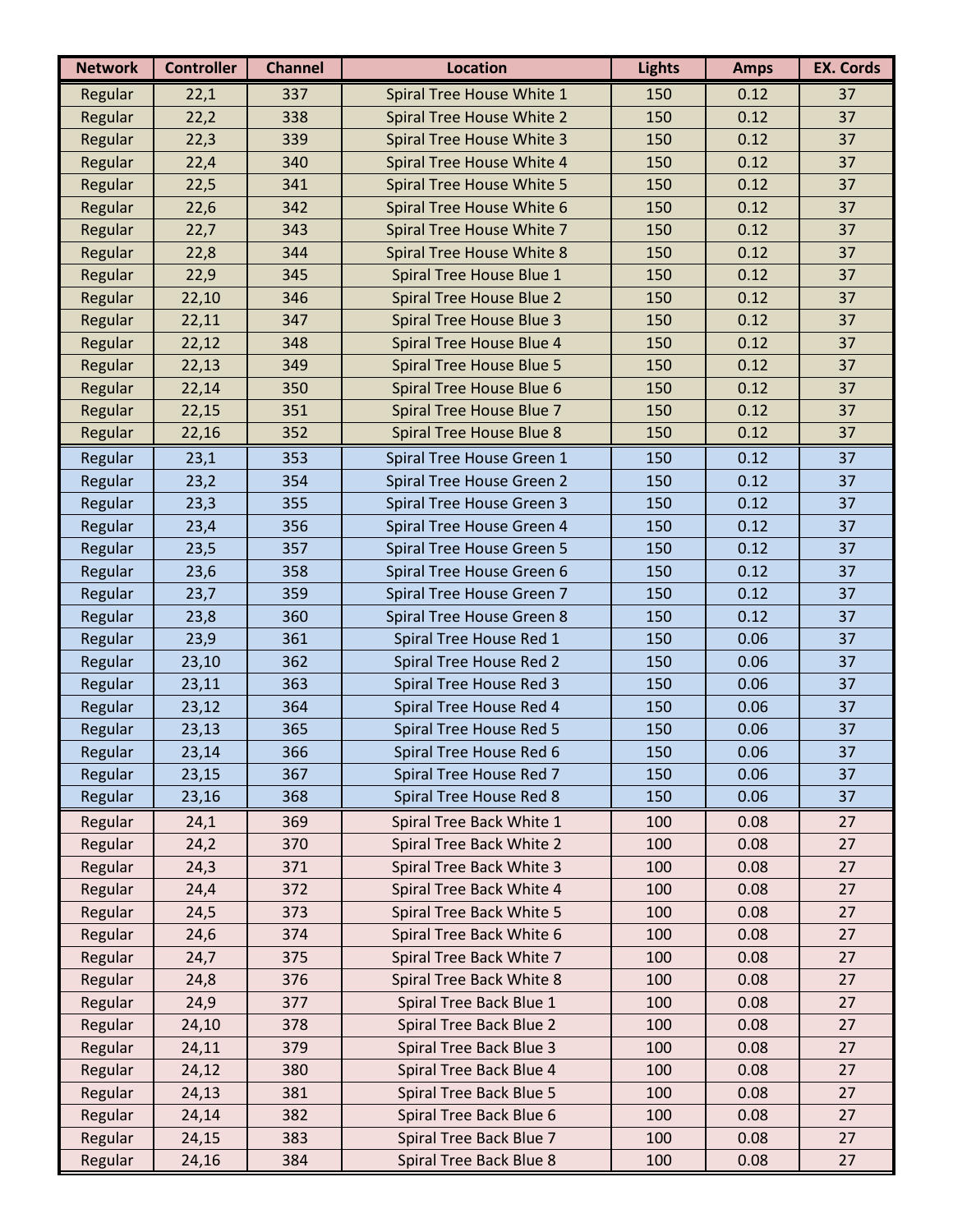| Network | Controller | Channel | Location | Lights | Amps | EX. Cords |
|---|---|---|---|---|---|---|
| Regular | 22,1 | 337 | Spiral Tree House White 1 | 150 | 0.12 | 37 |
| Regular | 22,2 | 338 | Spiral Tree House White 2 | 150 | 0.12 | 37 |
| Regular | 22,3 | 339 | Spiral Tree House White 3 | 150 | 0.12 | 37 |
| Regular | 22,4 | 340 | Spiral Tree House White 4 | 150 | 0.12 | 37 |
| Regular | 22,5 | 341 | Spiral Tree House White 5 | 150 | 0.12 | 37 |
| Regular | 22,6 | 342 | Spiral Tree House White 6 | 150 | 0.12 | 37 |
| Regular | 22,7 | 343 | Spiral Tree House White 7 | 150 | 0.12 | 37 |
| Regular | 22,8 | 344 | Spiral Tree House White 8 | 150 | 0.12 | 37 |
| Regular | 22,9 | 345 | Spiral Tree House Blue 1 | 150 | 0.12 | 37 |
| Regular | 22,10 | 346 | Spiral Tree House Blue 2 | 150 | 0.12 | 37 |
| Regular | 22,11 | 347 | Spiral Tree House Blue 3 | 150 | 0.12 | 37 |
| Regular | 22,12 | 348 | Spiral Tree House Blue 4 | 150 | 0.12 | 37 |
| Regular | 22,13 | 349 | Spiral Tree House Blue 5 | 150 | 0.12 | 37 |
| Regular | 22,14 | 350 | Spiral Tree House Blue 6 | 150 | 0.12 | 37 |
| Regular | 22,15 | 351 | Spiral Tree House Blue 7 | 150 | 0.12 | 37 |
| Regular | 22,16 | 352 | Spiral Tree House Blue 8 | 150 | 0.12 | 37 |
| Regular | 23,1 | 353 | Spiral Tree House Green 1 | 150 | 0.12 | 37 |
| Regular | 23,2 | 354 | Spiral Tree House Green 2 | 150 | 0.12 | 37 |
| Regular | 23,3 | 355 | Spiral Tree House Green 3 | 150 | 0.12 | 37 |
| Regular | 23,4 | 356 | Spiral Tree House Green 4 | 150 | 0.12 | 37 |
| Regular | 23,5 | 357 | Spiral Tree House Green 5 | 150 | 0.12 | 37 |
| Regular | 23,6 | 358 | Spiral Tree House Green 6 | 150 | 0.12 | 37 |
| Regular | 23,7 | 359 | Spiral Tree House Green 7 | 150 | 0.12 | 37 |
| Regular | 23,8 | 360 | Spiral Tree House Green 8 | 150 | 0.12 | 37 |
| Regular | 23,9 | 361 | Spiral Tree House Red 1 | 150 | 0.06 | 37 |
| Regular | 23,10 | 362 | Spiral Tree House Red 2 | 150 | 0.06 | 37 |
| Regular | 23,11 | 363 | Spiral Tree House Red 3 | 150 | 0.06 | 37 |
| Regular | 23,12 | 364 | Spiral Tree House Red 4 | 150 | 0.06 | 37 |
| Regular | 23,13 | 365 | Spiral Tree House Red 5 | 150 | 0.06 | 37 |
| Regular | 23,14 | 366 | Spiral Tree House Red 6 | 150 | 0.06 | 37 |
| Regular | 23,15 | 367 | Spiral Tree House Red 7 | 150 | 0.06 | 37 |
| Regular | 23,16 | 368 | Spiral Tree House Red 8 | 150 | 0.06 | 37 |
| Regular | 24,1 | 369 | Spiral Tree Back White 1 | 100 | 0.08 | 27 |
| Regular | 24,2 | 370 | Spiral Tree Back White 2 | 100 | 0.08 | 27 |
| Regular | 24,3 | 371 | Spiral Tree Back White 3 | 100 | 0.08 | 27 |
| Regular | 24,4 | 372 | Spiral Tree Back White 4 | 100 | 0.08 | 27 |
| Regular | 24,5 | 373 | Spiral Tree Back White 5 | 100 | 0.08 | 27 |
| Regular | 24,6 | 374 | Spiral Tree Back White 6 | 100 | 0.08 | 27 |
| Regular | 24,7 | 375 | Spiral Tree Back White 7 | 100 | 0.08 | 27 |
| Regular | 24,8 | 376 | Spiral Tree Back White 8 | 100 | 0.08 | 27 |
| Regular | 24,9 | 377 | Spiral Tree Back Blue 1 | 100 | 0.08 | 27 |
| Regular | 24,10 | 378 | Spiral Tree Back Blue 2 | 100 | 0.08 | 27 |
| Regular | 24,11 | 379 | Spiral Tree Back Blue 3 | 100 | 0.08 | 27 |
| Regular | 24,12 | 380 | Spiral Tree Back Blue 4 | 100 | 0.08 | 27 |
| Regular | 24,13 | 381 | Spiral Tree Back Blue 5 | 100 | 0.08 | 27 |
| Regular | 24,14 | 382 | Spiral Tree Back Blue 6 | 100 | 0.08 | 27 |
| Regular | 24,15 | 383 | Spiral Tree Back Blue 7 | 100 | 0.08 | 27 |
| Regular | 24,16 | 384 | Spiral Tree Back Blue 8 | 100 | 0.08 | 27 |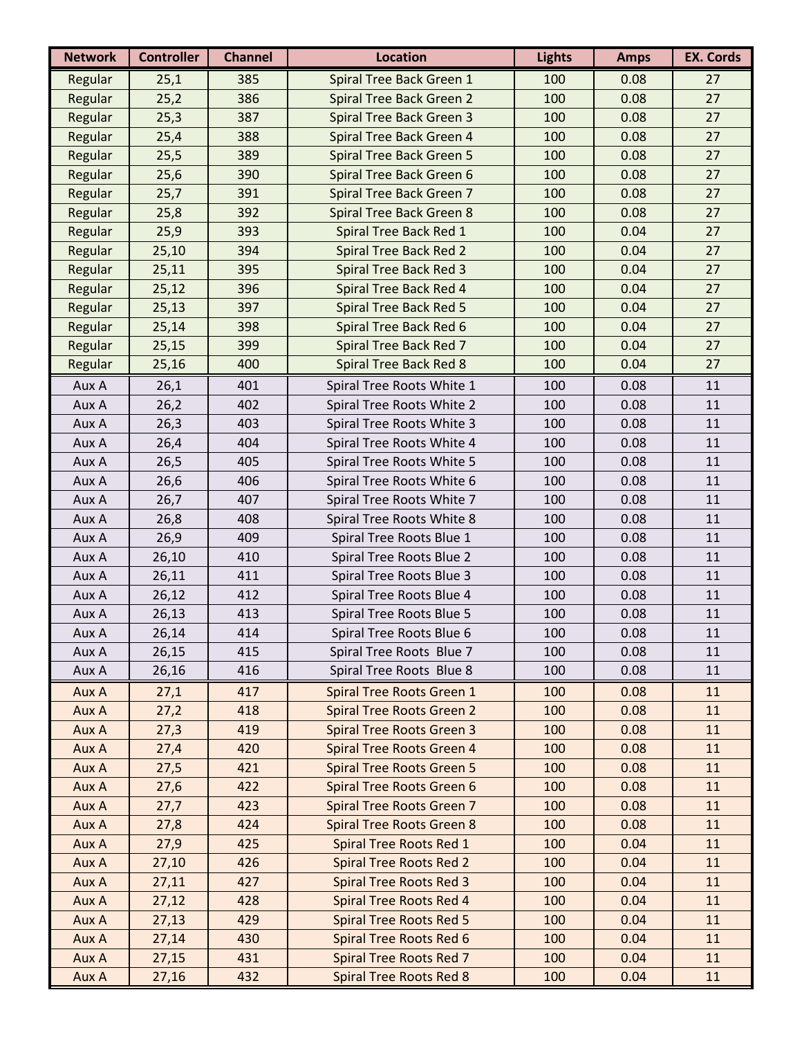| Network | Controller | Channel | Location | Lights | Amps | EX. Cords |
| --- | --- | --- | --- | --- | --- | --- |
| Regular | 25,1 | 385 | Spiral Tree Back Green 1 | 100 | 0.08 | 27 |
| Regular | 25,2 | 386 | Spiral Tree Back Green 2 | 100 | 0.08 | 27 |
| Regular | 25,3 | 387 | Spiral Tree Back Green 3 | 100 | 0.08 | 27 |
| Regular | 25,4 | 388 | Spiral Tree Back Green 4 | 100 | 0.08 | 27 |
| Regular | 25,5 | 389 | Spiral Tree Back Green 5 | 100 | 0.08 | 27 |
| Regular | 25,6 | 390 | Spiral Tree Back Green 6 | 100 | 0.08 | 27 |
| Regular | 25,7 | 391 | Spiral Tree Back Green 7 | 100 | 0.08 | 27 |
| Regular | 25,8 | 392 | Spiral Tree Back Green 8 | 100 | 0.08 | 27 |
| Regular | 25,9 | 393 | Spiral Tree Back Red 1 | 100 | 0.04 | 27 |
| Regular | 25,10 | 394 | Spiral Tree Back Red 2 | 100 | 0.04 | 27 |
| Regular | 25,11 | 395 | Spiral Tree Back Red 3 | 100 | 0.04 | 27 |
| Regular | 25,12 | 396 | Spiral Tree Back Red 4 | 100 | 0.04 | 27 |
| Regular | 25,13 | 397 | Spiral Tree Back Red 5 | 100 | 0.04 | 27 |
| Regular | 25,14 | 398 | Spiral Tree Back Red 6 | 100 | 0.04 | 27 |
| Regular | 25,15 | 399 | Spiral Tree Back Red 7 | 100 | 0.04 | 27 |
| Regular | 25,16 | 400 | Spiral Tree Back Red 8 | 100 | 0.04 | 27 |
| Aux A | 26,1 | 401 | Spiral Tree Roots White 1 | 100 | 0.08 | 11 |
| Aux A | 26,2 | 402 | Spiral Tree Roots White 2 | 100 | 0.08 | 11 |
| Aux A | 26,3 | 403 | Spiral Tree Roots White 3 | 100 | 0.08 | 11 |
| Aux A | 26,4 | 404 | Spiral Tree Roots White 4 | 100 | 0.08 | 11 |
| Aux A | 26,5 | 405 | Spiral Tree Roots White 5 | 100 | 0.08 | 11 |
| Aux A | 26,6 | 406 | Spiral Tree Roots White 6 | 100 | 0.08 | 11 |
| Aux A | 26,7 | 407 | Spiral Tree Roots White 7 | 100 | 0.08 | 11 |
| Aux A | 26,8 | 408 | Spiral Tree Roots White 8 | 100 | 0.08 | 11 |
| Aux A | 26,9 | 409 | Spiral Tree Roots Blue 1 | 100 | 0.08 | 11 |
| Aux A | 26,10 | 410 | Spiral Tree Roots Blue 2 | 100 | 0.08 | 11 |
| Aux A | 26,11 | 411 | Spiral Tree Roots Blue 3 | 100 | 0.08 | 11 |
| Aux A | 26,12 | 412 | Spiral Tree Roots Blue 4 | 100 | 0.08 | 11 |
| Aux A | 26,13 | 413 | Spiral Tree Roots Blue 5 | 100 | 0.08 | 11 |
| Aux A | 26,14 | 414 | Spiral Tree Roots Blue 6 | 100 | 0.08 | 11 |
| Aux A | 26,15 | 415 | Spiral Tree Roots  Blue 7 | 100 | 0.08 | 11 |
| Aux A | 26,16 | 416 | Spiral Tree Roots  Blue 8 | 100 | 0.08 | 11 |
| Aux A | 27,1 | 417 | Spiral Tree Roots Green 1 | 100 | 0.08 | 11 |
| Aux A | 27,2 | 418 | Spiral Tree Roots Green 2 | 100 | 0.08 | 11 |
| Aux A | 27,3 | 419 | Spiral Tree Roots Green 3 | 100 | 0.08 | 11 |
| Aux A | 27,4 | 420 | Spiral Tree Roots Green 4 | 100 | 0.08 | 11 |
| Aux A | 27,5 | 421 | Spiral Tree Roots Green 5 | 100 | 0.08 | 11 |
| Aux A | 27,6 | 422 | Spiral Tree Roots Green 6 | 100 | 0.08 | 11 |
| Aux A | 27,7 | 423 | Spiral Tree Roots Green 7 | 100 | 0.08 | 11 |
| Aux A | 27,8 | 424 | Spiral Tree Roots Green 8 | 100 | 0.08 | 11 |
| Aux A | 27,9 | 425 | Spiral Tree Roots Red 1 | 100 | 0.04 | 11 |
| Aux A | 27,10 | 426 | Spiral Tree Roots Red 2 | 100 | 0.04 | 11 |
| Aux A | 27,11 | 427 | Spiral Tree Roots Red 3 | 100 | 0.04 | 11 |
| Aux A | 27,12 | 428 | Spiral Tree Roots Red 4 | 100 | 0.04 | 11 |
| Aux A | 27,13 | 429 | Spiral Tree Roots Red 5 | 100 | 0.04 | 11 |
| Aux A | 27,14 | 430 | Spiral Tree Roots Red 6 | 100 | 0.04 | 11 |
| Aux A | 27,15 | 431 | Spiral Tree Roots Red 7 | 100 | 0.04 | 11 |
| Aux A | 27,16 | 432 | Spiral Tree Roots Red 8 | 100 | 0.04 | 11 |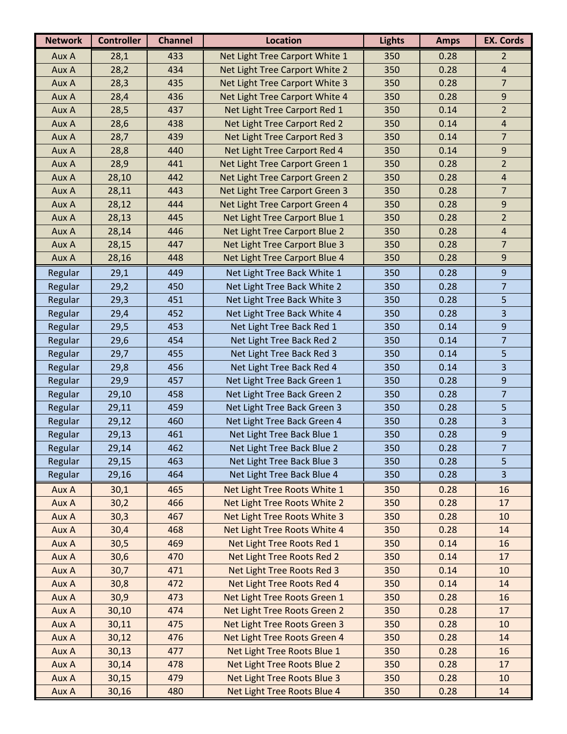| Network | Controller | Channel | Location | Lights | Amps | EX. Cords |
|---|---|---|---|---|---|---|
| Aux A | 28,1 | 433 | Net Light Tree Carport White 1 | 350 | 0.28 | 2 |
| Aux A | 28,2 | 434 | Net Light Tree Carport White 2 | 350 | 0.28 | 4 |
| Aux A | 28,3 | 435 | Net Light Tree Carport White 3 | 350 | 0.28 | 7 |
| Aux A | 28,4 | 436 | Net Light Tree Carport White 4 | 350 | 0.28 | 9 |
| Aux A | 28,5 | 437 | Net Light Tree Carport Red 1 | 350 | 0.14 | 2 |
| Aux A | 28,6 | 438 | Net Light Tree Carport Red 2 | 350 | 0.14 | 4 |
| Aux A | 28,7 | 439 | Net Light Tree Carport Red 3 | 350 | 0.14 | 7 |
| Aux A | 28,8 | 440 | Net Light Tree Carport Red 4 | 350 | 0.14 | 9 |
| Aux A | 28,9 | 441 | Net Light Tree Carport Green 1 | 350 | 0.28 | 2 |
| Aux A | 28,10 | 442 | Net Light Tree Carport Green 2 | 350 | 0.28 | 4 |
| Aux A | 28,11 | 443 | Net Light Tree Carport Green 3 | 350 | 0.28 | 7 |
| Aux A | 28,12 | 444 | Net Light Tree Carport Green 4 | 350 | 0.28 | 9 |
| Aux A | 28,13 | 445 | Net Light Tree Carport Blue 1 | 350 | 0.28 | 2 |
| Aux A | 28,14 | 446 | Net Light Tree Carport Blue 2 | 350 | 0.28 | 4 |
| Aux A | 28,15 | 447 | Net Light Tree Carport Blue 3 | 350 | 0.28 | 7 |
| Aux A | 28,16 | 448 | Net Light Tree Carport Blue 4 | 350 | 0.28 | 9 |
| Regular | 29,1 | 449 | Net Light Tree Back White 1 | 350 | 0.28 | 9 |
| Regular | 29,2 | 450 | Net Light Tree Back White 2 | 350 | 0.28 | 7 |
| Regular | 29,3 | 451 | Net Light Tree Back White 3 | 350 | 0.28 | 5 |
| Regular | 29,4 | 452 | Net Light Tree Back White 4 | 350 | 0.28 | 3 |
| Regular | 29,5 | 453 | Net Light Tree Back Red 1 | 350 | 0.14 | 9 |
| Regular | 29,6 | 454 | Net Light Tree Back Red 2 | 350 | 0.14 | 7 |
| Regular | 29,7 | 455 | Net Light Tree Back Red 3 | 350 | 0.14 | 5 |
| Regular | 29,8 | 456 | Net Light Tree Back Red 4 | 350 | 0.14 | 3 |
| Regular | 29,9 | 457 | Net Light Tree Back Green 1 | 350 | 0.28 | 9 |
| Regular | 29,10 | 458 | Net Light Tree Back Green 2 | 350 | 0.28 | 7 |
| Regular | 29,11 | 459 | Net Light Tree Back Green 3 | 350 | 0.28 | 5 |
| Regular | 29,12 | 460 | Net Light Tree Back Green 4 | 350 | 0.28 | 3 |
| Regular | 29,13 | 461 | Net Light Tree Back Blue 1 | 350 | 0.28 | 9 |
| Regular | 29,14 | 462 | Net Light Tree Back Blue 2 | 350 | 0.28 | 7 |
| Regular | 29,15 | 463 | Net Light Tree Back Blue 3 | 350 | 0.28 | 5 |
| Regular | 29,16 | 464 | Net Light Tree Back Blue 4 | 350 | 0.28 | 3 |
| Aux A | 30,1 | 465 | Net Light Tree Roots White 1 | 350 | 0.28 | 16 |
| Aux A | 30,2 | 466 | Net Light Tree Roots White 2 | 350 | 0.28 | 17 |
| Aux A | 30,3 | 467 | Net Light Tree Roots White 3 | 350 | 0.28 | 10 |
| Aux A | 30,4 | 468 | Net Light Tree Roots White 4 | 350 | 0.28 | 14 |
| Aux A | 30,5 | 469 | Net Light Tree Roots Red 1 | 350 | 0.14 | 16 |
| Aux A | 30,6 | 470 | Net Light Tree Roots Red 2 | 350 | 0.14 | 17 |
| Aux A | 30,7 | 471 | Net Light Tree Roots Red 3 | 350 | 0.14 | 10 |
| Aux A | 30,8 | 472 | Net Light Tree Roots Red 4 | 350 | 0.14 | 14 |
| Aux A | 30,9 | 473 | Net Light Tree Roots Green 1 | 350 | 0.28 | 16 |
| Aux A | 30,10 | 474 | Net Light Tree Roots Green 2 | 350 | 0.28 | 17 |
| Aux A | 30,11 | 475 | Net Light Tree Roots Green 3 | 350 | 0.28 | 10 |
| Aux A | 30,12 | 476 | Net Light Tree Roots Green 4 | 350 | 0.28 | 14 |
| Aux A | 30,13 | 477 | Net Light Tree Roots Blue 1 | 350 | 0.28 | 16 |
| Aux A | 30,14 | 478 | Net Light Tree Roots Blue 2 | 350 | 0.28 | 17 |
| Aux A | 30,15 | 479 | Net Light Tree Roots Blue 3 | 350 | 0.28 | 10 |
| Aux A | 30,16 | 480 | Net Light Tree Roots Blue 4 | 350 | 0.28 | 14 |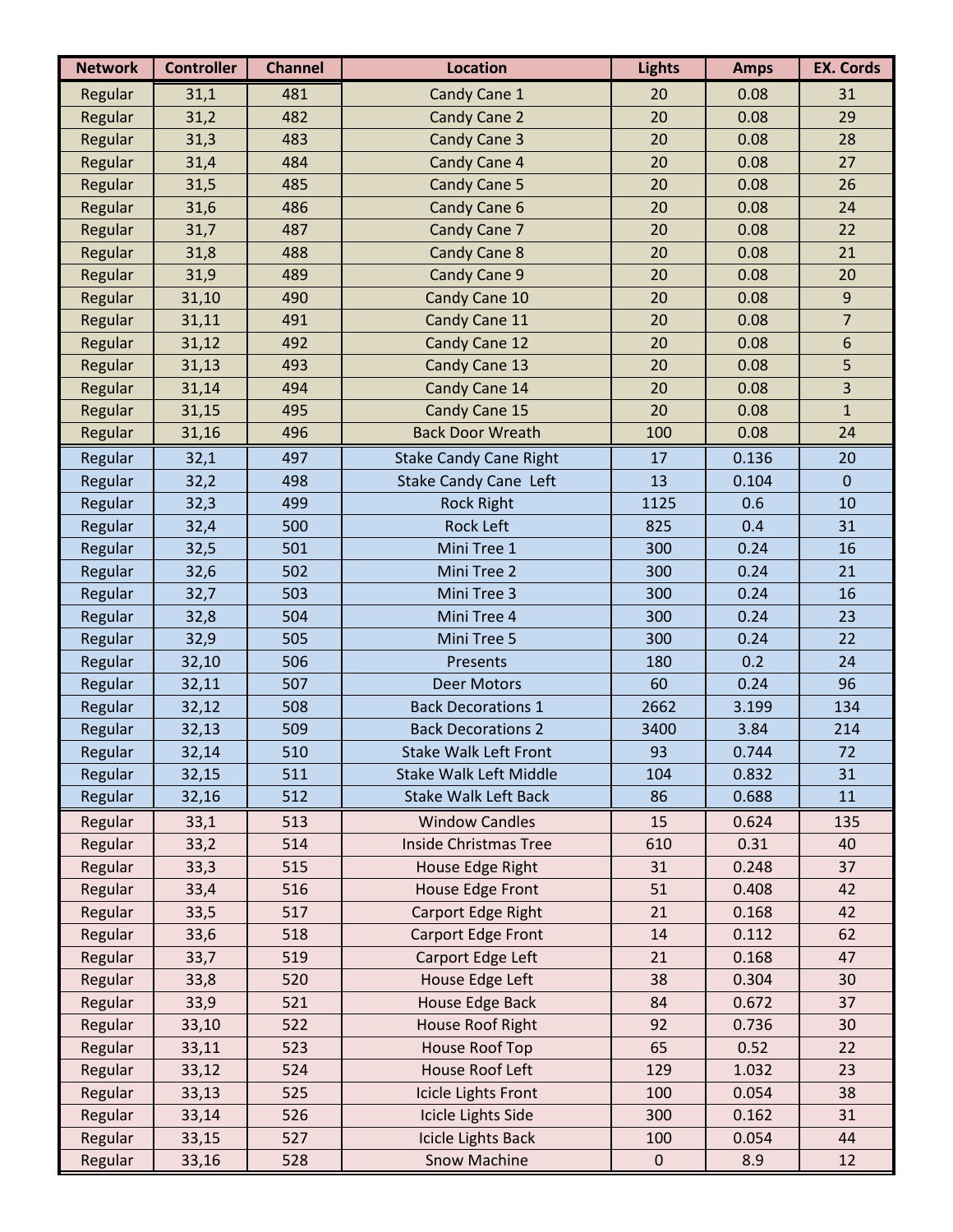| Network | Controller | Channel | Location | Lights | Amps | EX. Cords |
|---|---|---|---|---|---|---|
| Regular | 31,1 | 481 | Candy Cane 1 | 20 | 0.08 | 31 |
| Regular | 31,2 | 482 | Candy Cane 2 | 20 | 0.08 | 29 |
| Regular | 31,3 | 483 | Candy Cane 3 | 20 | 0.08 | 28 |
| Regular | 31,4 | 484 | Candy Cane 4 | 20 | 0.08 | 27 |
| Regular | 31,5 | 485 | Candy Cane 5 | 20 | 0.08 | 26 |
| Regular | 31,6 | 486 | Candy Cane 6 | 20 | 0.08 | 24 |
| Regular | 31,7 | 487 | Candy Cane 7 | 20 | 0.08 | 22 |
| Regular | 31,8 | 488 | Candy Cane 8 | 20 | 0.08 | 21 |
| Regular | 31,9 | 489 | Candy Cane 9 | 20 | 0.08 | 20 |
| Regular | 31,10 | 490 | Candy Cane 10 | 20 | 0.08 | 9 |
| Regular | 31,11 | 491 | Candy Cane 11 | 20 | 0.08 | 7 |
| Regular | 31,12 | 492 | Candy Cane 12 | 20 | 0.08 | 6 |
| Regular | 31,13 | 493 | Candy Cane 13 | 20 | 0.08 | 5 |
| Regular | 31,14 | 494 | Candy Cane 14 | 20 | 0.08 | 3 |
| Regular | 31,15 | 495 | Candy Cane 15 | 20 | 0.08 | 1 |
| Regular | 31,16 | 496 | Back Door Wreath | 100 | 0.08 | 24 |
| Regular | 32,1 | 497 | Stake Candy Cane Right | 17 | 0.136 | 20 |
| Regular | 32,2 | 498 | Stake Candy Cane Left | 13 | 0.104 | 0 |
| Regular | 32,3 | 499 | Rock Right | 1125 | 0.6 | 10 |
| Regular | 32,4 | 500 | Rock Left | 825 | 0.4 | 31 |
| Regular | 32,5 | 501 | Mini Tree 1 | 300 | 0.24 | 16 |
| Regular | 32,6 | 502 | Mini Tree 2 | 300 | 0.24 | 21 |
| Regular | 32,7 | 503 | Mini Tree 3 | 300 | 0.24 | 16 |
| Regular | 32,8 | 504 | Mini Tree 4 | 300 | 0.24 | 23 |
| Regular | 32,9 | 505 | Mini Tree 5 | 300 | 0.24 | 22 |
| Regular | 32,10 | 506 | Presents | 180 | 0.2 | 24 |
| Regular | 32,11 | 507 | Deer Motors | 60 | 0.24 | 96 |
| Regular | 32,12 | 508 | Back Decorations 1 | 2662 | 3.199 | 134 |
| Regular | 32,13 | 509 | Back Decorations 2 | 3400 | 3.84 | 214 |
| Regular | 32,14 | 510 | Stake Walk Left Front | 93 | 0.744 | 72 |
| Regular | 32,15 | 511 | Stake Walk Left Middle | 104 | 0.832 | 31 |
| Regular | 32,16 | 512 | Stake Walk Left Back | 86 | 0.688 | 11 |
| Regular | 33,1 | 513 | Window Candles | 15 | 0.624 | 135 |
| Regular | 33,2 | 514 | Inside Christmas Tree | 610 | 0.31 | 40 |
| Regular | 33,3 | 515 | House Edge Right | 31 | 0.248 | 37 |
| Regular | 33,4 | 516 | House Edge Front | 51 | 0.408 | 42 |
| Regular | 33,5 | 517 | Carport Edge Right | 21 | 0.168 | 42 |
| Regular | 33,6 | 518 | Carport Edge Front | 14 | 0.112 | 62 |
| Regular | 33,7 | 519 | Carport Edge Left | 21 | 0.168 | 47 |
| Regular | 33,8 | 520 | House Edge Left | 38 | 0.304 | 30 |
| Regular | 33,9 | 521 | House Edge Back | 84 | 0.672 | 37 |
| Regular | 33,10 | 522 | House Roof Right | 92 | 0.736 | 30 |
| Regular | 33,11 | 523 | House Roof Top | 65 | 0.52 | 22 |
| Regular | 33,12 | 524 | House Roof Left | 129 | 1.032 | 23 |
| Regular | 33,13 | 525 | Icicle Lights Front | 100 | 0.054 | 38 |
| Regular | 33,14 | 526 | Icicle Lights Side | 300 | 0.162 | 31 |
| Regular | 33,15 | 527 | Icicle Lights Back | 100 | 0.054 | 44 |
| Regular | 33,16 | 528 | Snow Machine | 0 | 8.9 | 12 |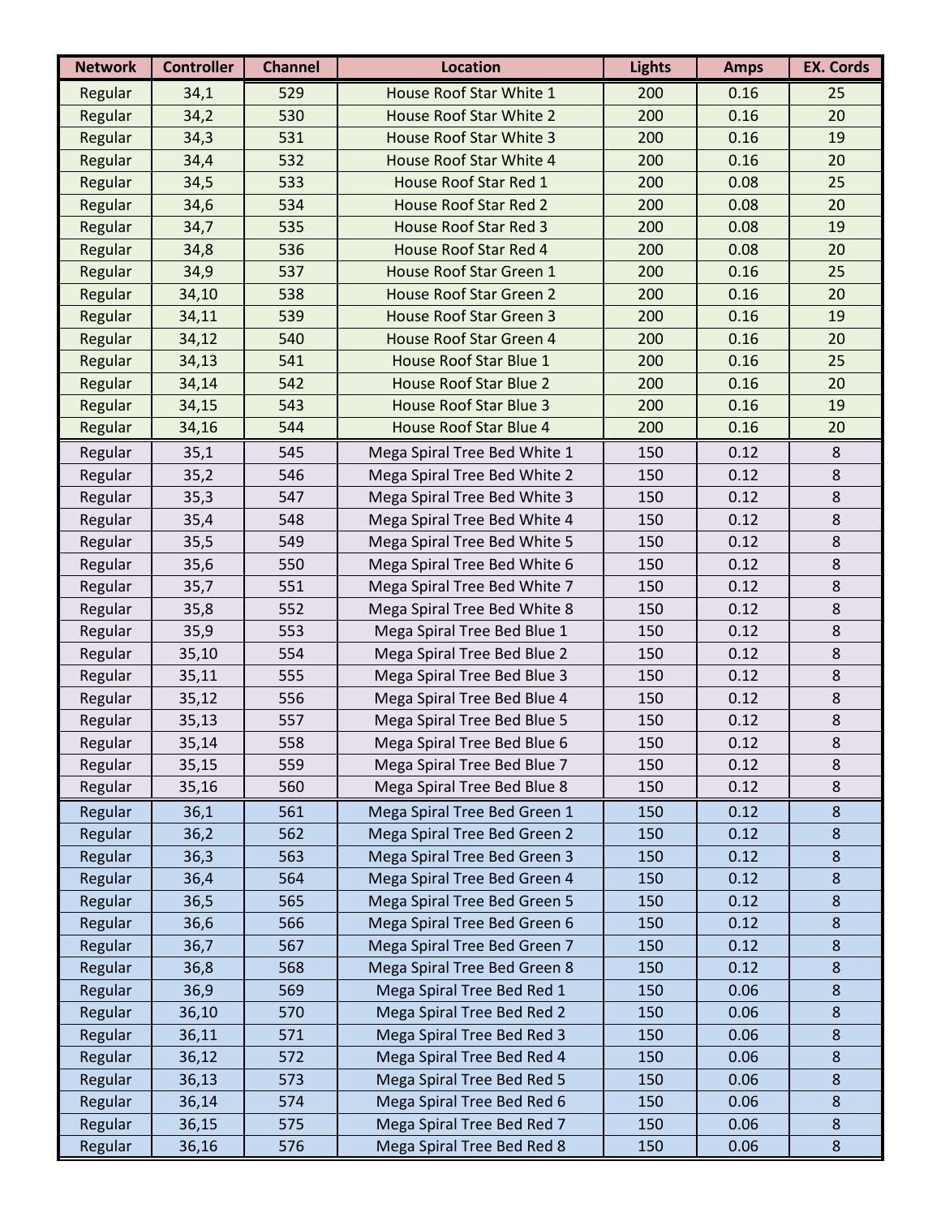| Network | Controller | Channel | Location | Lights | Amps | EX. Cords |
|---|---|---|---|---|---|---|
| Regular | 34,1 | 529 | House Roof Star White 1 | 200 | 0.16 | 25 |
| Regular | 34,2 | 530 | House Roof Star White 2 | 200 | 0.16 | 20 |
| Regular | 34,3 | 531 | House Roof Star White 3 | 200 | 0.16 | 19 |
| Regular | 34,4 | 532 | House Roof Star White 4 | 200 | 0.16 | 20 |
| Regular | 34,5 | 533 | House Roof Star Red 1 | 200 | 0.08 | 25 |
| Regular | 34,6 | 534 | House Roof Star Red 2 | 200 | 0.08 | 20 |
| Regular | 34,7 | 535 | House Roof Star Red 3 | 200 | 0.08 | 19 |
| Regular | 34,8 | 536 | House Roof Star Red 4 | 200 | 0.08 | 20 |
| Regular | 34,9 | 537 | House Roof Star Green 1 | 200 | 0.16 | 25 |
| Regular | 34,10 | 538 | House Roof Star Green 2 | 200 | 0.16 | 20 |
| Regular | 34,11 | 539 | House Roof Star Green 3 | 200 | 0.16 | 19 |
| Regular | 34,12 | 540 | House Roof Star Green 4 | 200 | 0.16 | 20 |
| Regular | 34,13 | 541 | House Roof Star Blue 1 | 200 | 0.16 | 25 |
| Regular | 34,14 | 542 | House Roof Star Blue 2 | 200 | 0.16 | 20 |
| Regular | 34,15 | 543 | House Roof Star Blue 3 | 200 | 0.16 | 19 |
| Regular | 34,16 | 544 | House Roof Star Blue 4 | 200 | 0.16 | 20 |
| Regular | 35,1 | 545 | Mega Spiral Tree Bed White 1 | 150 | 0.12 | 8 |
| Regular | 35,2 | 546 | Mega Spiral Tree Bed White 2 | 150 | 0.12 | 8 |
| Regular | 35,3 | 547 | Mega Spiral Tree Bed White 3 | 150 | 0.12 | 8 |
| Regular | 35,4 | 548 | Mega Spiral Tree Bed White 4 | 150 | 0.12 | 8 |
| Regular | 35,5 | 549 | Mega Spiral Tree Bed White 5 | 150 | 0.12 | 8 |
| Regular | 35,6 | 550 | Mega Spiral Tree Bed White 6 | 150 | 0.12 | 8 |
| Regular | 35,7 | 551 | Mega Spiral Tree Bed White 7 | 150 | 0.12 | 8 |
| Regular | 35,8 | 552 | Mega Spiral Tree Bed White 8 | 150 | 0.12 | 8 |
| Regular | 35,9 | 553 | Mega Spiral Tree Bed Blue 1 | 150 | 0.12 | 8 |
| Regular | 35,10 | 554 | Mega Spiral Tree Bed Blue 2 | 150 | 0.12 | 8 |
| Regular | 35,11 | 555 | Mega Spiral Tree Bed Blue 3 | 150 | 0.12 | 8 |
| Regular | 35,12 | 556 | Mega Spiral Tree Bed Blue 4 | 150 | 0.12 | 8 |
| Regular | 35,13 | 557 | Mega Spiral Tree Bed Blue 5 | 150 | 0.12 | 8 |
| Regular | 35,14 | 558 | Mega Spiral Tree Bed Blue 6 | 150 | 0.12 | 8 |
| Regular | 35,15 | 559 | Mega Spiral Tree Bed Blue 7 | 150 | 0.12 | 8 |
| Regular | 35,16 | 560 | Mega Spiral Tree Bed Blue 8 | 150 | 0.12 | 8 |
| Regular | 36,1 | 561 | Mega Spiral Tree Bed Green 1 | 150 | 0.12 | 8 |
| Regular | 36,2 | 562 | Mega Spiral Tree Bed Green 2 | 150 | 0.12 | 8 |
| Regular | 36,3 | 563 | Mega Spiral Tree Bed Green 3 | 150 | 0.12 | 8 |
| Regular | 36,4 | 564 | Mega Spiral Tree Bed Green 4 | 150 | 0.12 | 8 |
| Regular | 36,5 | 565 | Mega Spiral Tree Bed Green 5 | 150 | 0.12 | 8 |
| Regular | 36,6 | 566 | Mega Spiral Tree Bed Green 6 | 150 | 0.12 | 8 |
| Regular | 36,7 | 567 | Mega Spiral Tree Bed Green 7 | 150 | 0.12 | 8 |
| Regular | 36,8 | 568 | Mega Spiral Tree Bed Green 8 | 150 | 0.12 | 8 |
| Regular | 36,9 | 569 | Mega Spiral Tree Bed Red 1 | 150 | 0.06 | 8 |
| Regular | 36,10 | 570 | Mega Spiral Tree Bed Red 2 | 150 | 0.06 | 8 |
| Regular | 36,11 | 571 | Mega Spiral Tree Bed Red 3 | 150 | 0.06 | 8 |
| Regular | 36,12 | 572 | Mega Spiral Tree Bed Red 4 | 150 | 0.06 | 8 |
| Regular | 36,13 | 573 | Mega Spiral Tree Bed Red 5 | 150 | 0.06 | 8 |
| Regular | 36,14 | 574 | Mega Spiral Tree Bed Red 6 | 150 | 0.06 | 8 |
| Regular | 36,15 | 575 | Mega Spiral Tree Bed Red 7 | 150 | 0.06 | 8 |
| Regular | 36,16 | 576 | Mega Spiral Tree Bed Red 8 | 150 | 0.06 | 8 |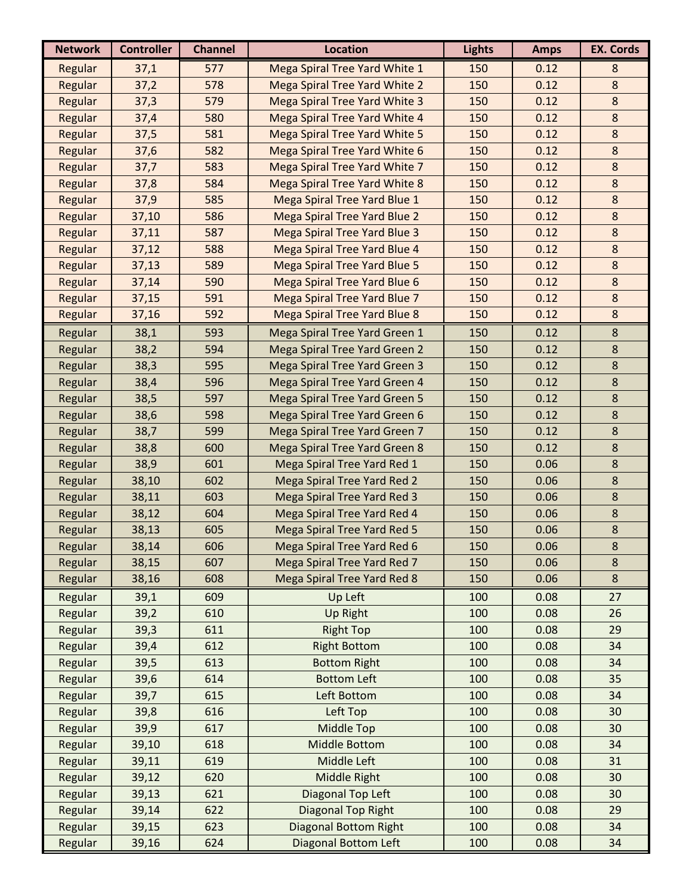| Network | Controller | Channel | Location | Lights | Amps | EX. Cords |
|---|---|---|---|---|---|---|
| Regular | 37,1 | 577 | Mega Spiral Tree Yard White 1 | 150 | 0.12 | 8 |
| Regular | 37,2 | 578 | Mega Spiral Tree Yard White 2 | 150 | 0.12 | 8 |
| Regular | 37,3 | 579 | Mega Spiral Tree Yard White 3 | 150 | 0.12 | 8 |
| Regular | 37,4 | 580 | Mega Spiral Tree Yard White 4 | 150 | 0.12 | 8 |
| Regular | 37,5 | 581 | Mega Spiral Tree Yard White 5 | 150 | 0.12 | 8 |
| Regular | 37,6 | 582 | Mega Spiral Tree Yard White 6 | 150 | 0.12 | 8 |
| Regular | 37,7 | 583 | Mega Spiral Tree Yard White 7 | 150 | 0.12 | 8 |
| Regular | 37,8 | 584 | Mega Spiral Tree Yard White 8 | 150 | 0.12 | 8 |
| Regular | 37,9 | 585 | Mega Spiral Tree Yard Blue 1 | 150 | 0.12 | 8 |
| Regular | 37,10 | 586 | Mega Spiral Tree Yard Blue 2 | 150 | 0.12 | 8 |
| Regular | 37,11 | 587 | Mega Spiral Tree Yard Blue 3 | 150 | 0.12 | 8 |
| Regular | 37,12 | 588 | Mega Spiral Tree Yard Blue 4 | 150 | 0.12 | 8 |
| Regular | 37,13 | 589 | Mega Spiral Tree Yard Blue 5 | 150 | 0.12 | 8 |
| Regular | 37,14 | 590 | Mega Spiral Tree Yard Blue 6 | 150 | 0.12 | 8 |
| Regular | 37,15 | 591 | Mega Spiral Tree Yard Blue 7 | 150 | 0.12 | 8 |
| Regular | 37,16 | 592 | Mega Spiral Tree Yard Blue 8 | 150 | 0.12 | 8 |
| Regular | 38,1 | 593 | Mega Spiral Tree Yard Green 1 | 150 | 0.12 | 8 |
| Regular | 38,2 | 594 | Mega Spiral Tree Yard Green 2 | 150 | 0.12 | 8 |
| Regular | 38,3 | 595 | Mega Spiral Tree Yard Green 3 | 150 | 0.12 | 8 |
| Regular | 38,4 | 596 | Mega Spiral Tree Yard Green 4 | 150 | 0.12 | 8 |
| Regular | 38,5 | 597 | Mega Spiral Tree Yard Green 5 | 150 | 0.12 | 8 |
| Regular | 38,6 | 598 | Mega Spiral Tree Yard Green 6 | 150 | 0.12 | 8 |
| Regular | 38,7 | 599 | Mega Spiral Tree Yard Green 7 | 150 | 0.12 | 8 |
| Regular | 38,8 | 600 | Mega Spiral Tree Yard Green 8 | 150 | 0.12 | 8 |
| Regular | 38,9 | 601 | Mega Spiral Tree Yard Red 1 | 150 | 0.06 | 8 |
| Regular | 38,10 | 602 | Mega Spiral Tree Yard Red 2 | 150 | 0.06 | 8 |
| Regular | 38,11 | 603 | Mega Spiral Tree Yard Red 3 | 150 | 0.06 | 8 |
| Regular | 38,12 | 604 | Mega Spiral Tree Yard Red 4 | 150 | 0.06 | 8 |
| Regular | 38,13 | 605 | Mega Spiral Tree Yard Red 5 | 150 | 0.06 | 8 |
| Regular | 38,14 | 606 | Mega Spiral Tree Yard Red 6 | 150 | 0.06 | 8 |
| Regular | 38,15 | 607 | Mega Spiral Tree Yard Red 7 | 150 | 0.06 | 8 |
| Regular | 38,16 | 608 | Mega Spiral Tree Yard Red 8 | 150 | 0.06 | 8 |
| Regular | 39,1 | 609 | Up Left | 100 | 0.08 | 27 |
| Regular | 39,2 | 610 | Up Right | 100 | 0.08 | 26 |
| Regular | 39,3 | 611 | Right Top | 100 | 0.08 | 29 |
| Regular | 39,4 | 612 | Right Bottom | 100 | 0.08 | 34 |
| Regular | 39,5 | 613 | Bottom Right | 100 | 0.08 | 34 |
| Regular | 39,6 | 614 | Bottom Left | 100 | 0.08 | 35 |
| Regular | 39,7 | 615 | Left Bottom | 100 | 0.08 | 34 |
| Regular | 39,8 | 616 | Left Top | 100 | 0.08 | 30 |
| Regular | 39,9 | 617 | Middle Top | 100 | 0.08 | 30 |
| Regular | 39,10 | 618 | Middle Bottom | 100 | 0.08 | 34 |
| Regular | 39,11 | 619 | Middle Left | 100 | 0.08 | 31 |
| Regular | 39,12 | 620 | Middle Right | 100 | 0.08 | 30 |
| Regular | 39,13 | 621 | Diagonal Top Left | 100 | 0.08 | 30 |
| Regular | 39,14 | 622 | Diagonal Top Right | 100 | 0.08 | 29 |
| Regular | 39,15 | 623 | Diagonal Bottom Right | 100 | 0.08 | 34 |
| Regular | 39,16 | 624 | Diagonal Bottom Left | 100 | 0.08 | 34 |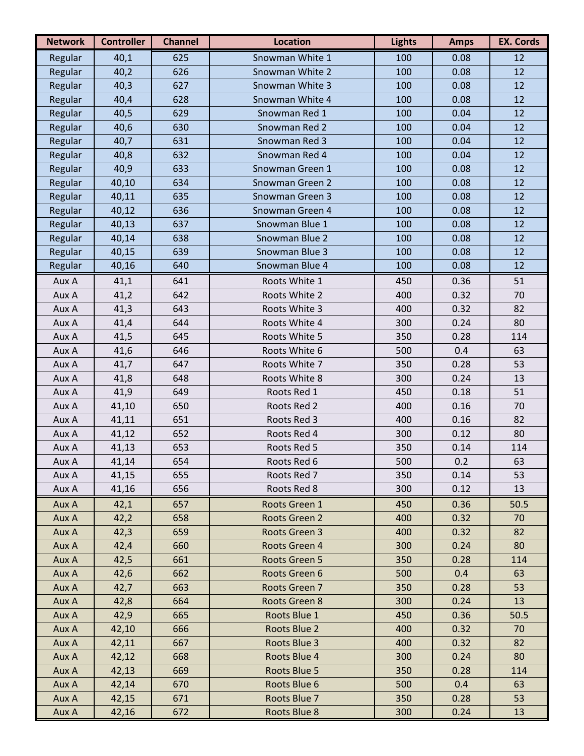| Network | Controller | Channel | Location | Lights | Amps | EX. Cords |
|---|---|---|---|---|---|---|
| Regular | 40,1 | 625 | Snowman White 1 | 100 | 0.08 | 12 |
| Regular | 40,2 | 626 | Snowman White 2 | 100 | 0.08 | 12 |
| Regular | 40,3 | 627 | Snowman White 3 | 100 | 0.08 | 12 |
| Regular | 40,4 | 628 | Snowman White 4 | 100 | 0.08 | 12 |
| Regular | 40,5 | 629 | Snowman Red 1 | 100 | 0.04 | 12 |
| Regular | 40,6 | 630 | Snowman Red 2 | 100 | 0.04 | 12 |
| Regular | 40,7 | 631 | Snowman Red 3 | 100 | 0.04 | 12 |
| Regular | 40,8 | 632 | Snowman Red 4 | 100 | 0.04 | 12 |
| Regular | 40,9 | 633 | Snowman Green 1 | 100 | 0.08 | 12 |
| Regular | 40,10 | 634 | Snowman Green 2 | 100 | 0.08 | 12 |
| Regular | 40,11 | 635 | Snowman Green 3 | 100 | 0.08 | 12 |
| Regular | 40,12 | 636 | Snowman Green 4 | 100 | 0.08 | 12 |
| Regular | 40,13 | 637 | Snowman Blue 1 | 100 | 0.08 | 12 |
| Regular | 40,14 | 638 | Snowman Blue 2 | 100 | 0.08 | 12 |
| Regular | 40,15 | 639 | Snowman Blue 3 | 100 | 0.08 | 12 |
| Regular | 40,16 | 640 | Snowman Blue 4 | 100 | 0.08 | 12 |
| Aux A | 41,1 | 641 | Roots White 1 | 450 | 0.36 | 51 |
| Aux A | 41,2 | 642 | Roots White 2 | 400 | 0.32 | 70 |
| Aux A | 41,3 | 643 | Roots White 3 | 400 | 0.32 | 82 |
| Aux A | 41,4 | 644 | Roots White 4 | 300 | 0.24 | 80 |
| Aux A | 41,5 | 645 | Roots White 5 | 350 | 0.28 | 114 |
| Aux A | 41,6 | 646 | Roots White 6 | 500 | 0.4 | 63 |
| Aux A | 41,7 | 647 | Roots White 7 | 350 | 0.28 | 53 |
| Aux A | 41,8 | 648 | Roots White 8 | 300 | 0.24 | 13 |
| Aux A | 41,9 | 649 | Roots Red 1 | 450 | 0.18 | 51 |
| Aux A | 41,10 | 650 | Roots Red 2 | 400 | 0.16 | 70 |
| Aux A | 41,11 | 651 | Roots Red 3 | 400 | 0.16 | 82 |
| Aux A | 41,12 | 652 | Roots Red 4 | 300 | 0.12 | 80 |
| Aux A | 41,13 | 653 | Roots Red 5 | 350 | 0.14 | 114 |
| Aux A | 41,14 | 654 | Roots Red 6 | 500 | 0.2 | 63 |
| Aux A | 41,15 | 655 | Roots Red 7 | 350 | 0.14 | 53 |
| Aux A | 41,16 | 656 | Roots Red 8 | 300 | 0.12 | 13 |
| Aux A | 42,1 | 657 | Roots Green 1 | 450 | 0.36 | 50.5 |
| Aux A | 42,2 | 658 | Roots Green 2 | 400 | 0.32 | 70 |
| Aux A | 42,3 | 659 | Roots Green 3 | 400 | 0.32 | 82 |
| Aux A | 42,4 | 660 | Roots Green 4 | 300 | 0.24 | 80 |
| Aux A | 42,5 | 661 | Roots Green 5 | 350 | 0.28 | 114 |
| Aux A | 42,6 | 662 | Roots Green 6 | 500 | 0.4 | 63 |
| Aux A | 42,7 | 663 | Roots Green 7 | 350 | 0.28 | 53 |
| Aux A | 42,8 | 664 | Roots Green 8 | 300 | 0.24 | 13 |
| Aux A | 42,9 | 665 | Roots Blue 1 | 450 | 0.36 | 50.5 |
| Aux A | 42,10 | 666 | Roots Blue 2 | 400 | 0.32 | 70 |
| Aux A | 42,11 | 667 | Roots Blue 3 | 400 | 0.32 | 82 |
| Aux A | 42,12 | 668 | Roots Blue 4 | 300 | 0.24 | 80 |
| Aux A | 42,13 | 669 | Roots Blue 5 | 350 | 0.28 | 114 |
| Aux A | 42,14 | 670 | Roots Blue 6 | 500 | 0.4 | 63 |
| Aux A | 42,15 | 671 | Roots Blue 7 | 350 | 0.28 | 53 |
| Aux A | 42,16 | 672 | Roots Blue 8 | 300 | 0.24 | 13 |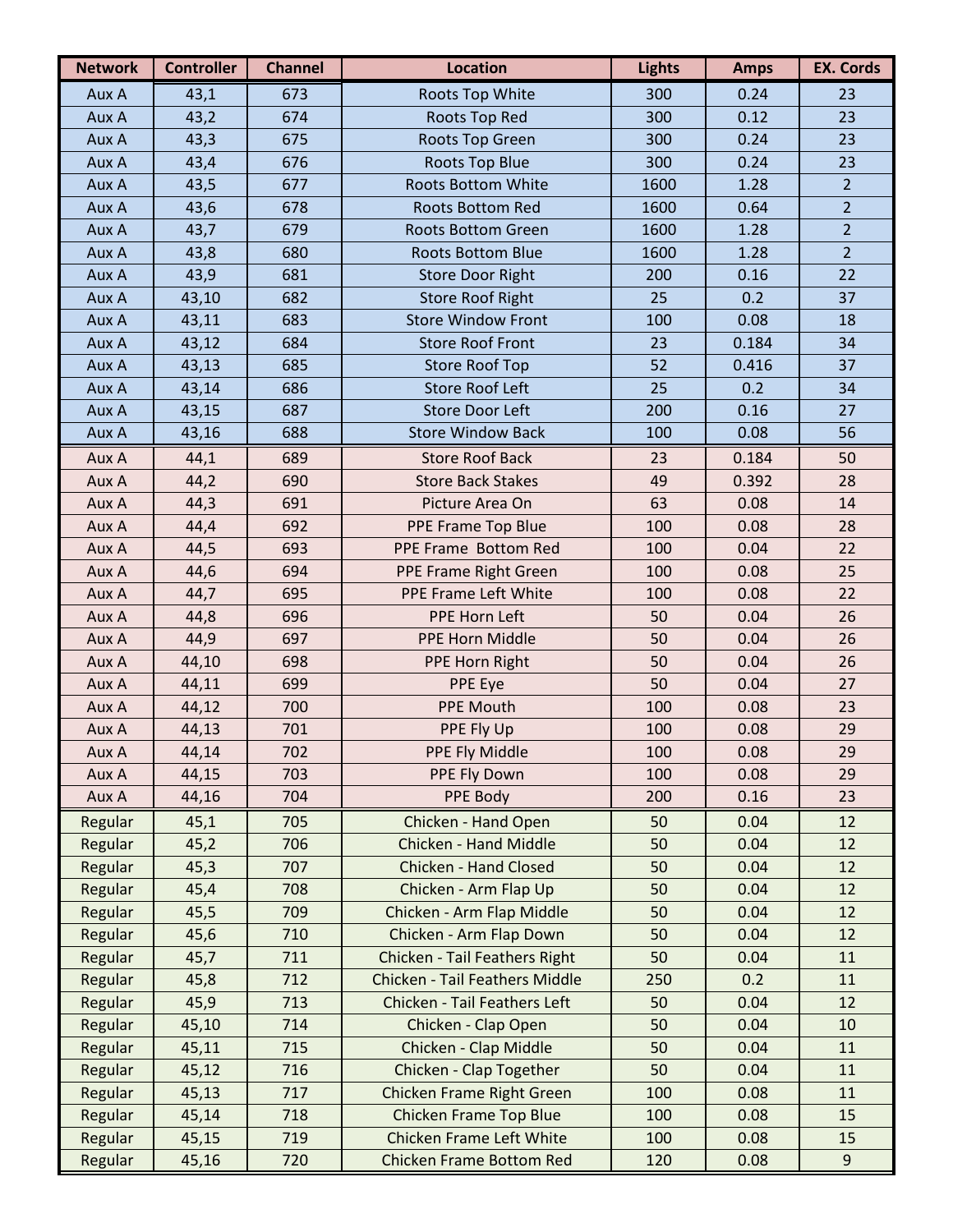| Network | Controller | Channel | Location | Lights | Amps | EX. Cords |
|---|---|---|---|---|---|---|
| Aux A | 43,1 | 673 | Roots Top White | 300 | 0.24 | 23 |
| Aux A | 43,2 | 674 | Roots Top Red | 300 | 0.12 | 23 |
| Aux A | 43,3 | 675 | Roots Top Green | 300 | 0.24 | 23 |
| Aux A | 43,4 | 676 | Roots Top Blue | 300 | 0.24 | 23 |
| Aux A | 43,5 | 677 | Roots Bottom White | 1600 | 1.28 | 2 |
| Aux A | 43,6 | 678 | Roots Bottom Red | 1600 | 0.64 | 2 |
| Aux A | 43,7 | 679 | Roots Bottom Green | 1600 | 1.28 | 2 |
| Aux A | 43,8 | 680 | Roots Bottom Blue | 1600 | 1.28 | 2 |
| Aux A | 43,9 | 681 | Store Door Right | 200 | 0.16 | 22 |
| Aux A | 43,10 | 682 | Store Roof Right | 25 | 0.2 | 37 |
| Aux A | 43,11 | 683 | Store Window Front | 100 | 0.08 | 18 |
| Aux A | 43,12 | 684 | Store Roof Front | 23 | 0.184 | 34 |
| Aux A | 43,13 | 685 | Store Roof Top | 52 | 0.416 | 37 |
| Aux A | 43,14 | 686 | Store Roof Left | 25 | 0.2 | 34 |
| Aux A | 43,15 | 687 | Store Door Left | 200 | 0.16 | 27 |
| Aux A | 43,16 | 688 | Store Window Back | 100 | 0.08 | 56 |
| Aux A | 44,1 | 689 | Store Roof Back | 23 | 0.184 | 50 |
| Aux A | 44,2 | 690 | Store Back Stakes | 49 | 0.392 | 28 |
| Aux A | 44,3 | 691 | Picture Area On | 63 | 0.08 | 14 |
| Aux A | 44,4 | 692 | PPE Frame Top Blue | 100 | 0.08 | 28 |
| Aux A | 44,5 | 693 | PPE Frame Bottom Red | 100 | 0.04 | 22 |
| Aux A | 44,6 | 694 | PPE Frame Right Green | 100 | 0.08 | 25 |
| Aux A | 44,7 | 695 | PPE Frame Left White | 100 | 0.08 | 22 |
| Aux A | 44,8 | 696 | PPE Horn Left | 50 | 0.04 | 26 |
| Aux A | 44,9 | 697 | PPE Horn Middle | 50 | 0.04 | 26 |
| Aux A | 44,10 | 698 | PPE Horn Right | 50 | 0.04 | 26 |
| Aux A | 44,11 | 699 | PPE Eye | 50 | 0.04 | 27 |
| Aux A | 44,12 | 700 | PPE Mouth | 100 | 0.08 | 23 |
| Aux A | 44,13 | 701 | PPE Fly Up | 100 | 0.08 | 29 |
| Aux A | 44,14 | 702 | PPE Fly Middle | 100 | 0.08 | 29 |
| Aux A | 44,15 | 703 | PPE Fly Down | 100 | 0.08 | 29 |
| Aux A | 44,16 | 704 | PPE Body | 200 | 0.16 | 23 |
| Regular | 45,1 | 705 | Chicken - Hand Open | 50 | 0.04 | 12 |
| Regular | 45,2 | 706 | Chicken - Hand Middle | 50 | 0.04 | 12 |
| Regular | 45,3 | 707 | Chicken - Hand Closed | 50 | 0.04 | 12 |
| Regular | 45,4 | 708 | Chicken - Arm Flap Up | 50 | 0.04 | 12 |
| Regular | 45,5 | 709 | Chicken - Arm Flap Middle | 50 | 0.04 | 12 |
| Regular | 45,6 | 710 | Chicken - Arm Flap Down | 50 | 0.04 | 12 |
| Regular | 45,7 | 711 | Chicken - Tail Feathers Right | 50 | 0.04 | 11 |
| Regular | 45,8 | 712 | Chicken - Tail Feathers Middle | 250 | 0.2 | 11 |
| Regular | 45,9 | 713 | Chicken - Tail Feathers Left | 50 | 0.04 | 12 |
| Regular | 45,10 | 714 | Chicken - Clap Open | 50 | 0.04 | 10 |
| Regular | 45,11 | 715 | Chicken - Clap Middle | 50 | 0.04 | 11 |
| Regular | 45,12 | 716 | Chicken - Clap Together | 50 | 0.04 | 11 |
| Regular | 45,13 | 717 | Chicken Frame Right Green | 100 | 0.08 | 11 |
| Regular | 45,14 | 718 | Chicken Frame Top Blue | 100 | 0.08 | 15 |
| Regular | 45,15 | 719 | Chicken Frame Left White | 100 | 0.08 | 15 |
| Regular | 45,16 | 720 | Chicken Frame Bottom Red | 120 | 0.08 | 9 |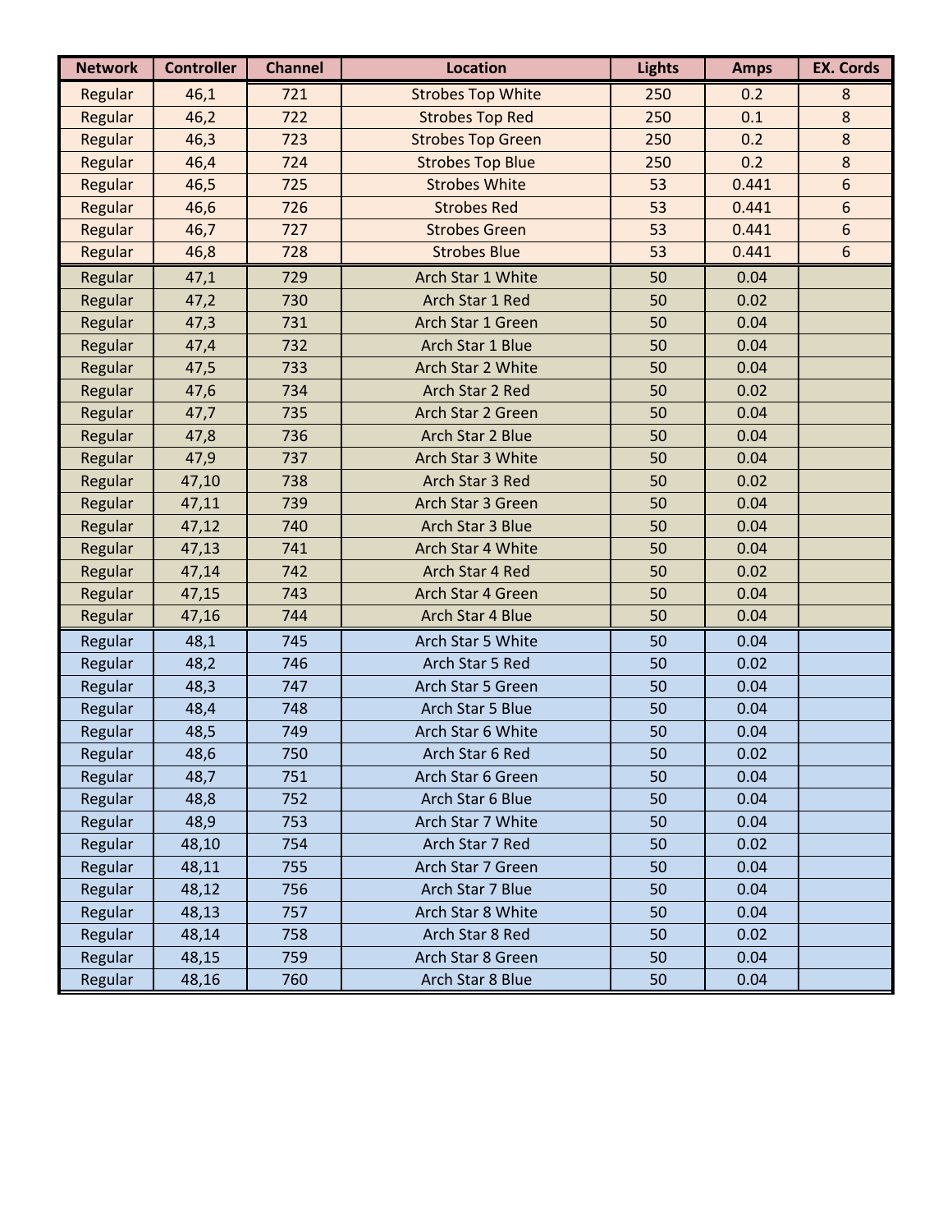| Network | Controller | Channel | Location | Lights | Amps | EX. Cords |
|---|---|---|---|---|---|---|
| Regular | 46,1 | 721 | Strobes Top White | 250 | 0.2 | 8 |
| Regular | 46,2 | 722 | Strobes Top Red | 250 | 0.1 | 8 |
| Regular | 46,3 | 723 | Strobes Top Green | 250 | 0.2 | 8 |
| Regular | 46,4 | 724 | Strobes Top Blue | 250 | 0.2 | 8 |
| Regular | 46,5 | 725 | Strobes White | 53 | 0.441 | 6 |
| Regular | 46,6 | 726 | Strobes Red | 53 | 0.441 | 6 |
| Regular | 46,7 | 727 | Strobes Green | 53 | 0.441 | 6 |
| Regular | 46,8 | 728 | Strobes Blue | 53 | 0.441 | 6 |
| Regular | 47,1 | 729 | Arch Star 1 White | 50 | 0.04 | |
| Regular | 47,2 | 730 | Arch Star 1 Red | 50 | 0.02 | |
| Regular | 47,3 | 731 | Arch Star 1 Green | 50 | 0.04 | |
| Regular | 47,4 | 732 | Arch Star 1 Blue | 50 | 0.04 | |
| Regular | 47,5 | 733 | Arch Star 2 White | 50 | 0.04 | |
| Regular | 47,6 | 734 | Arch Star 2 Red | 50 | 0.02 | |
| Regular | 47,7 | 735 | Arch Star 2 Green | 50 | 0.04 | |
| Regular | 47,8 | 736 | Arch Star 2 Blue | 50 | 0.04 | |
| Regular | 47,9 | 737 | Arch Star 3 White | 50 | 0.04 | |
| Regular | 47,10 | 738 | Arch Star 3 Red | 50 | 0.02 | |
| Regular | 47,11 | 739 | Arch Star 3 Green | 50 | 0.04 | |
| Regular | 47,12 | 740 | Arch Star 3 Blue | 50 | 0.04 | |
| Regular | 47,13 | 741 | Arch Star 4 White | 50 | 0.04 | |
| Regular | 47,14 | 742 | Arch Star 4 Red | 50 | 0.02 | |
| Regular | 47,15 | 743 | Arch Star 4 Green | 50 | 0.04 | |
| Regular | 47,16 | 744 | Arch Star 4 Blue | 50 | 0.04 | |
| Regular | 48,1 | 745 | Arch Star 5 White | 50 | 0.04 | |
| Regular | 48,2 | 746 | Arch Star 5 Red | 50 | 0.02 | |
| Regular | 48,3 | 747 | Arch Star 5 Green | 50 | 0.04 | |
| Regular | 48,4 | 748 | Arch Star 5 Blue | 50 | 0.04 | |
| Regular | 48,5 | 749 | Arch Star 6 White | 50 | 0.04 | |
| Regular | 48,6 | 750 | Arch Star 6 Red | 50 | 0.02 | |
| Regular | 48,7 | 751 | Arch Star 6 Green | 50 | 0.04 | |
| Regular | 48,8 | 752 | Arch Star 6 Blue | 50 | 0.04 | |
| Regular | 48,9 | 753 | Arch Star 7 White | 50 | 0.04 | |
| Regular | 48,10 | 754 | Arch Star 7 Red | 50 | 0.02 | |
| Regular | 48,11 | 755 | Arch Star 7 Green | 50 | 0.04 | |
| Regular | 48,12 | 756 | Arch Star 7 Blue | 50 | 0.04 | |
| Regular | 48,13 | 757 | Arch Star 8 White | 50 | 0.04 | |
| Regular | 48,14 | 758 | Arch Star 8 Red | 50 | 0.02 | |
| Regular | 48,15 | 759 | Arch Star 8 Green | 50 | 0.04 | |
| Regular | 48,16 | 760 | Arch Star 8 Blue | 50 | 0.04 | |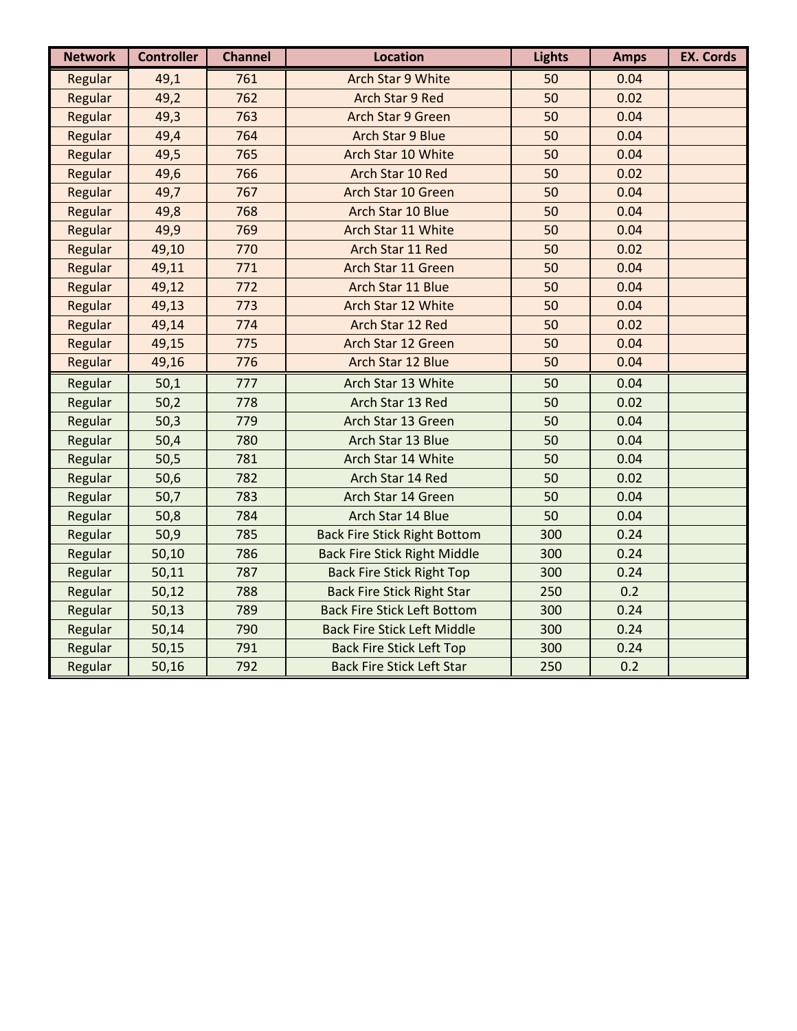| Network | Controller | Channel | Location | Lights | Amps | EX. Cords |
|---|---|---|---|---|---|---|
| Regular | 49,1 | 761 | Arch Star 9 White | 50 | 0.04 | |
| Regular | 49,2 | 762 | Arch Star 9 Red | 50 | 0.02 | |
| Regular | 49,3 | 763 | Arch Star 9 Green | 50 | 0.04 | |
| Regular | 49,4 | 764 | Arch Star 9 Blue | 50 | 0.04 | |
| Regular | 49,5 | 765 | Arch Star 10 White | 50 | 0.04 | |
| Regular | 49,6 | 766 | Arch Star 10 Red | 50 | 0.02 | |
| Regular | 49,7 | 767 | Arch Star 10 Green | 50 | 0.04 | |
| Regular | 49,8 | 768 | Arch Star 10 Blue | 50 | 0.04 | |
| Regular | 49,9 | 769 | Arch Star 11 White | 50 | 0.04 | |
| Regular | 49,10 | 770 | Arch Star 11 Red | 50 | 0.02 | |
| Regular | 49,11 | 771 | Arch Star 11 Green | 50 | 0.04 | |
| Regular | 49,12 | 772 | Arch Star 11 Blue | 50 | 0.04 | |
| Regular | 49,13 | 773 | Arch Star 12 White | 50 | 0.04 | |
| Regular | 49,14 | 774 | Arch Star 12 Red | 50 | 0.02 | |
| Regular | 49,15 | 775 | Arch Star 12 Green | 50 | 0.04 | |
| Regular | 49,16 | 776 | Arch Star 12 Blue | 50 | 0.04 | |
| Regular | 50,1 | 777 | Arch Star 13 White | 50 | 0.04 | |
| Regular | 50,2 | 778 | Arch Star 13 Red | 50 | 0.02 | |
| Regular | 50,3 | 779 | Arch Star 13 Green | 50 | 0.04 | |
| Regular | 50,4 | 780 | Arch Star 13 Blue | 50 | 0.04 | |
| Regular | 50,5 | 781 | Arch Star 14 White | 50 | 0.04 | |
| Regular | 50,6 | 782 | Arch Star 14 Red | 50 | 0.02 | |
| Regular | 50,7 | 783 | Arch Star 14 Green | 50 | 0.04 | |
| Regular | 50,8 | 784 | Arch Star 14 Blue | 50 | 0.04 | |
| Regular | 50,9 | 785 | Back Fire Stick Right Bottom | 300 | 0.24 | |
| Regular | 50,10 | 786 | Back Fire Stick Right Middle | 300 | 0.24 | |
| Regular | 50,11 | 787 | Back Fire Stick Right Top | 300 | 0.24 | |
| Regular | 50,12 | 788 | Back Fire Stick Right Star | 250 | 0.2 | |
| Regular | 50,13 | 789 | Back Fire Stick Left Bottom | 300 | 0.24 | |
| Regular | 50,14 | 790 | Back Fire Stick Left Middle | 300 | 0.24 | |
| Regular | 50,15 | 791 | Back Fire Stick Left Top | 300 | 0.24 | |
| Regular | 50,16 | 792 | Back Fire Stick Left Star | 250 | 0.2 | |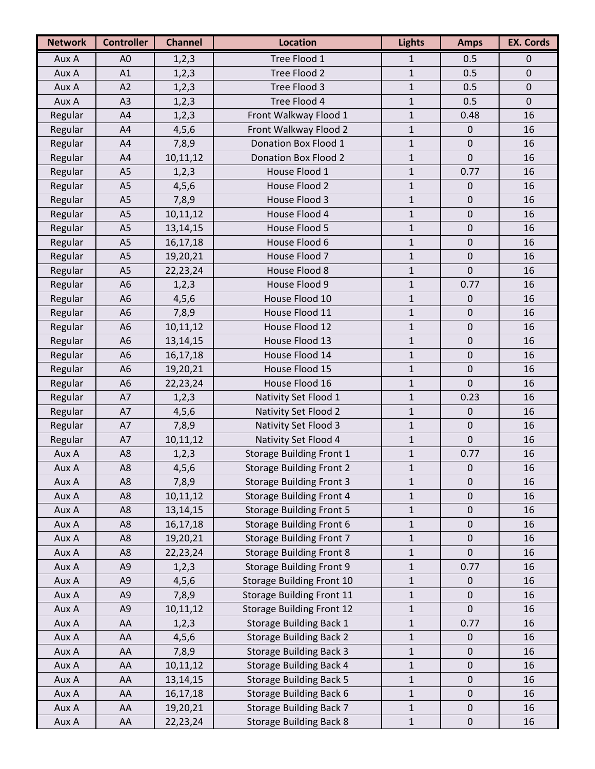| Network | Controller | Channel | Location | Lights | Amps | EX. Cords |
|---|---|---|---|---|---|---|
| Aux A | A0 | 1,2,3 | Tree Flood 1 | 1 | 0.5 | 0 |
| Aux A | A1 | 1,2,3 | Tree Flood 2 | 1 | 0.5 | 0 |
| Aux A | A2 | 1,2,3 | Tree Flood 3 | 1 | 0.5 | 0 |
| Aux A | A3 | 1,2,3 | Tree Flood 4 | 1 | 0.5 | 0 |
| Regular | A4 | 1,2,3 | Front Walkway Flood 1 | 1 | 0.48 | 16 |
| Regular | A4 | 4,5,6 | Front Walkway Flood 2 | 1 | 0 | 16 |
| Regular | A4 | 7,8,9 | Donation Box Flood 1 | 1 | 0 | 16 |
| Regular | A4 | 10,11,12 | Donation Box Flood 2 | 1 | 0 | 16 |
| Regular | A5 | 1,2,3 | House Flood 1 | 1 | 0.77 | 16 |
| Regular | A5 | 4,5,6 | House Flood 2 | 1 | 0 | 16 |
| Regular | A5 | 7,8,9 | House Flood 3 | 1 | 0 | 16 |
| Regular | A5 | 10,11,12 | House Flood 4 | 1 | 0 | 16 |
| Regular | A5 | 13,14,15 | House Flood 5 | 1 | 0 | 16 |
| Regular | A5 | 16,17,18 | House Flood 6 | 1 | 0 | 16 |
| Regular | A5 | 19,20,21 | House Flood 7 | 1 | 0 | 16 |
| Regular | A5 | 22,23,24 | House Flood 8 | 1 | 0 | 16 |
| Regular | A6 | 1,2,3 | House Flood 9 | 1 | 0.77 | 16 |
| Regular | A6 | 4,5,6 | House Flood 10 | 1 | 0 | 16 |
| Regular | A6 | 7,8,9 | House Flood 11 | 1 | 0 | 16 |
| Regular | A6 | 10,11,12 | House Flood 12 | 1 | 0 | 16 |
| Regular | A6 | 13,14,15 | House Flood 13 | 1 | 0 | 16 |
| Regular | A6 | 16,17,18 | House Flood 14 | 1 | 0 | 16 |
| Regular | A6 | 19,20,21 | House Flood 15 | 1 | 0 | 16 |
| Regular | A6 | 22,23,24 | House Flood 16 | 1 | 0 | 16 |
| Regular | A7 | 1,2,3 | Nativity Set Flood 1 | 1 | 0.23 | 16 |
| Regular | A7 | 4,5,6 | Nativity Set Flood 2 | 1 | 0 | 16 |
| Regular | A7 | 7,8,9 | Nativity Set Flood 3 | 1 | 0 | 16 |
| Regular | A7 | 10,11,12 | Nativity Set Flood 4 | 1 | 0 | 16 |
| Aux A | A8 | 1,2,3 | Storage Building Front 1 | 1 | 0.77 | 16 |
| Aux A | A8 | 4,5,6 | Storage Building Front 2 | 1 | 0 | 16 |
| Aux A | A8 | 7,8,9 | Storage Building Front 3 | 1 | 0 | 16 |
| Aux A | A8 | 10,11,12 | Storage Building Front 4 | 1 | 0 | 16 |
| Aux A | A8 | 13,14,15 | Storage Building Front 5 | 1 | 0 | 16 |
| Aux A | A8 | 16,17,18 | Storage Building Front 6 | 1 | 0 | 16 |
| Aux A | A8 | 19,20,21 | Storage Building Front 7 | 1 | 0 | 16 |
| Aux A | A8 | 22,23,24 | Storage Building Front 8 | 1 | 0 | 16 |
| Aux A | A9 | 1,2,3 | Storage Building Front 9 | 1 | 0.77 | 16 |
| Aux A | A9 | 4,5,6 | Storage Building Front 10 | 1 | 0 | 16 |
| Aux A | A9 | 7,8,9 | Storage Building Front 11 | 1 | 0 | 16 |
| Aux A | A9 | 10,11,12 | Storage Building Front 12 | 1 | 0 | 16 |
| Aux A | AA | 1,2,3 | Storage Building Back 1 | 1 | 0.77 | 16 |
| Aux A | AA | 4,5,6 | Storage Building Back 2 | 1 | 0 | 16 |
| Aux A | AA | 7,8,9 | Storage Building Back 3 | 1 | 0 | 16 |
| Aux A | AA | 10,11,12 | Storage Building Back 4 | 1 | 0 | 16 |
| Aux A | AA | 13,14,15 | Storage Building Back 5 | 1 | 0 | 16 |
| Aux A | AA | 16,17,18 | Storage Building Back 6 | 1 | 0 | 16 |
| Aux A | AA | 19,20,21 | Storage Building Back 7 | 1 | 0 | 16 |
| Aux A | AA | 22,23,24 | Storage Building Back 8 | 1 | 0 | 16 |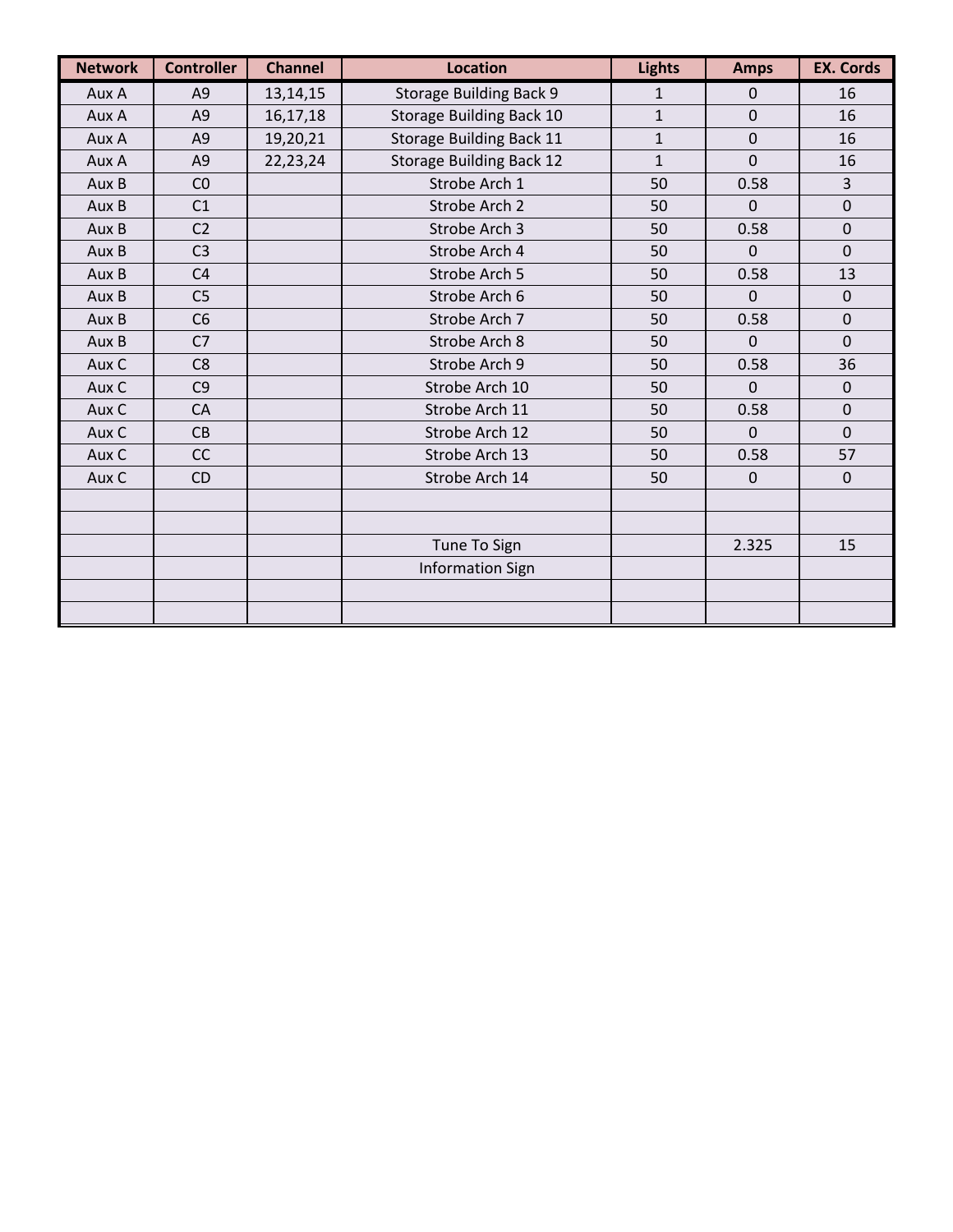| Network | Controller | Channel | Location | Lights | Amps | EX. Cords |
|---|---|---|---|---|---|---|
| Aux A | A9 | 13,14,15 | Storage Building Back 9 | 1 | 0 | 16 |
| Aux A | A9 | 16,17,18 | Storage Building Back 10 | 1 | 0 | 16 |
| Aux A | A9 | 19,20,21 | Storage Building Back 11 | 1 | 0 | 16 |
| Aux A | A9 | 22,23,24 | Storage Building Back 12 | 1 | 0 | 16 |
| Aux B | C0 | | Strobe Arch 1 | 50 | 0.58 | 3 |
| Aux B | C1 | | Strobe Arch 2 | 50 | 0 | 0 |
| Aux B | C2 | | Strobe Arch 3 | 50 | 0.58 | 0 |
| Aux B | C3 | | Strobe Arch 4 | 50 | 0 | 0 |
| Aux B | C4 | | Strobe Arch 5 | 50 | 0.58 | 13 |
| Aux B | C5 | | Strobe Arch 6 | 50 | 0 | 0 |
| Aux B | C6 | | Strobe Arch 7 | 50 | 0.58 | 0 |
| Aux B | C7 | | Strobe Arch 8 | 50 | 0 | 0 |
| Aux C | C8 | | Strobe Arch 9 | 50 | 0.58 | 36 |
| Aux C | C9 | | Strobe Arch 10 | 50 | 0 | 0 |
| Aux C | CA | | Strobe Arch 11 | 50 | 0.58 | 0 |
| Aux C | CB | | Strobe Arch 12 | 50 | 0 | 0 |
| Aux C | CC | | Strobe Arch 13 | 50 | 0.58 | 57 |
| Aux C | CD | | Strobe Arch 14 | 50 | 0 | 0 |
| | | | | | | |
| | | | | | | |
| | | | Tune To Sign | | 2.325 | 15 |
| | | | Information Sign | | | |
| | | | | | | |
| | | | | | | |